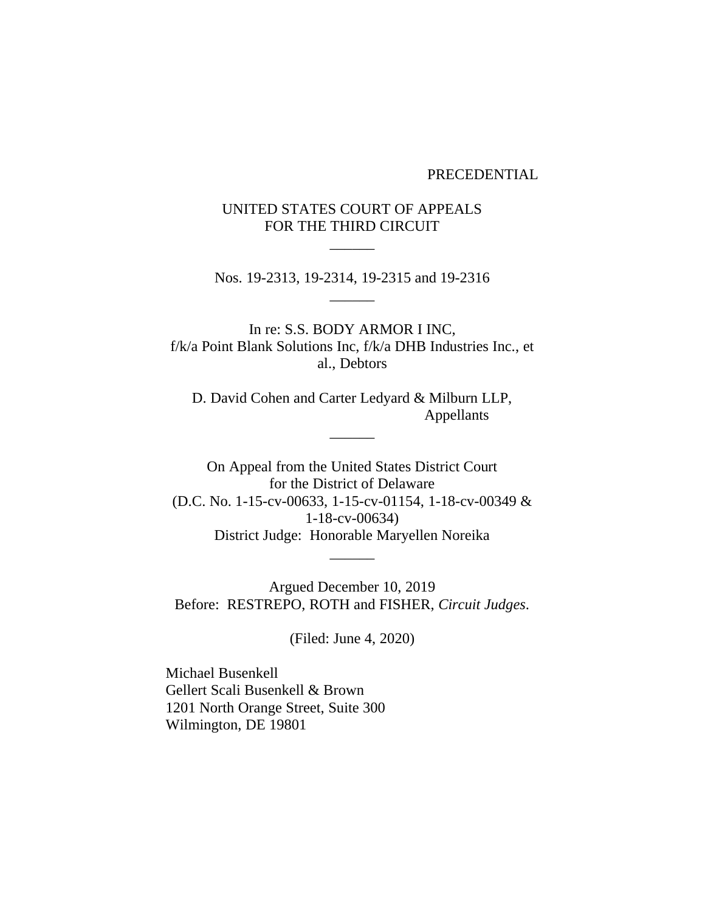PRECEDENTIAL

UNITED STATES COURT OF APPEALS
FOR THE THIRD CIRCUIT

\_\_\_\_\_\_

Nos. 19-2313, 19-2314, 19-2315 and 19-2316

\_\_\_\_\_\_

In re: S.S. BODY ARMOR I INC,
f/k/a Point Blank Solutions Inc, f/k/a DHB Industries Inc., et al., Debtors

D. David Cohen and Carter Ledyard & Milburn LLP,
Appellants

\_\_\_\_\_\_

On Appeal from the United States District Court
for the District of Delaware
(D.C. No. 1-15-cv-00633, 1-15-cv-01154, 1-18-cv-00349 & 1-18-cv-00634)
District Judge: Honorable Maryellen Noreika

\_\_\_\_\_\_

Argued December 10, 2019
Before: RESTREPO, ROTH and FISHER, *Circuit Judges*.

(Filed: June 4, 2020)

Michael Busenkell
Gellert Scali Busenkell & Brown
1201 North Orange Street, Suite 300
Wilmington, DE 19801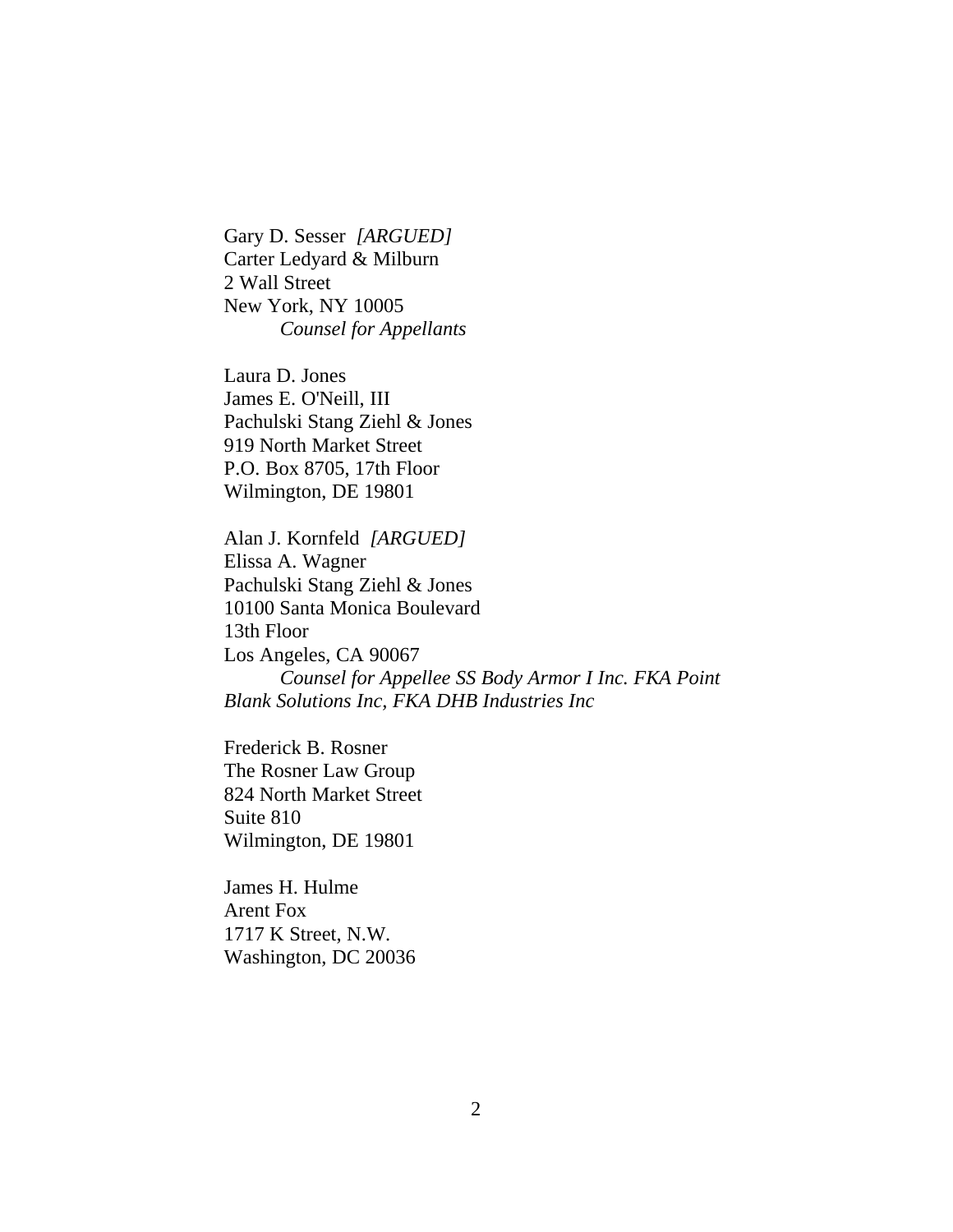Gary D. Sesser *[ARGUED]*
Carter Ledyard & Milburn
2 Wall Street
New York, NY 10005
*Counsel for Appellants*

Laura D. Jones
James E. O'Neill, III
Pachulski Stang Ziehl & Jones
919 North Market Street
P.O. Box 8705, 17th Floor
Wilmington, DE 19801

Alan J. Kornfeld *[ARGUED]*
Elissa A. Wagner
Pachulski Stang Ziehl & Jones
10100 Santa Monica Boulevard
13th Floor
Los Angeles, CA 90067
*Counsel for Appellee SS Body Armor I Inc. FKA Point Blank Solutions Inc, FKA DHB Industries Inc*

Frederick B. Rosner
The Rosner Law Group
824 North Market Street
Suite 810
Wilmington, DE 19801

James H. Hulme
Arent Fox
1717 K Street, N.W.
Washington, DC 20036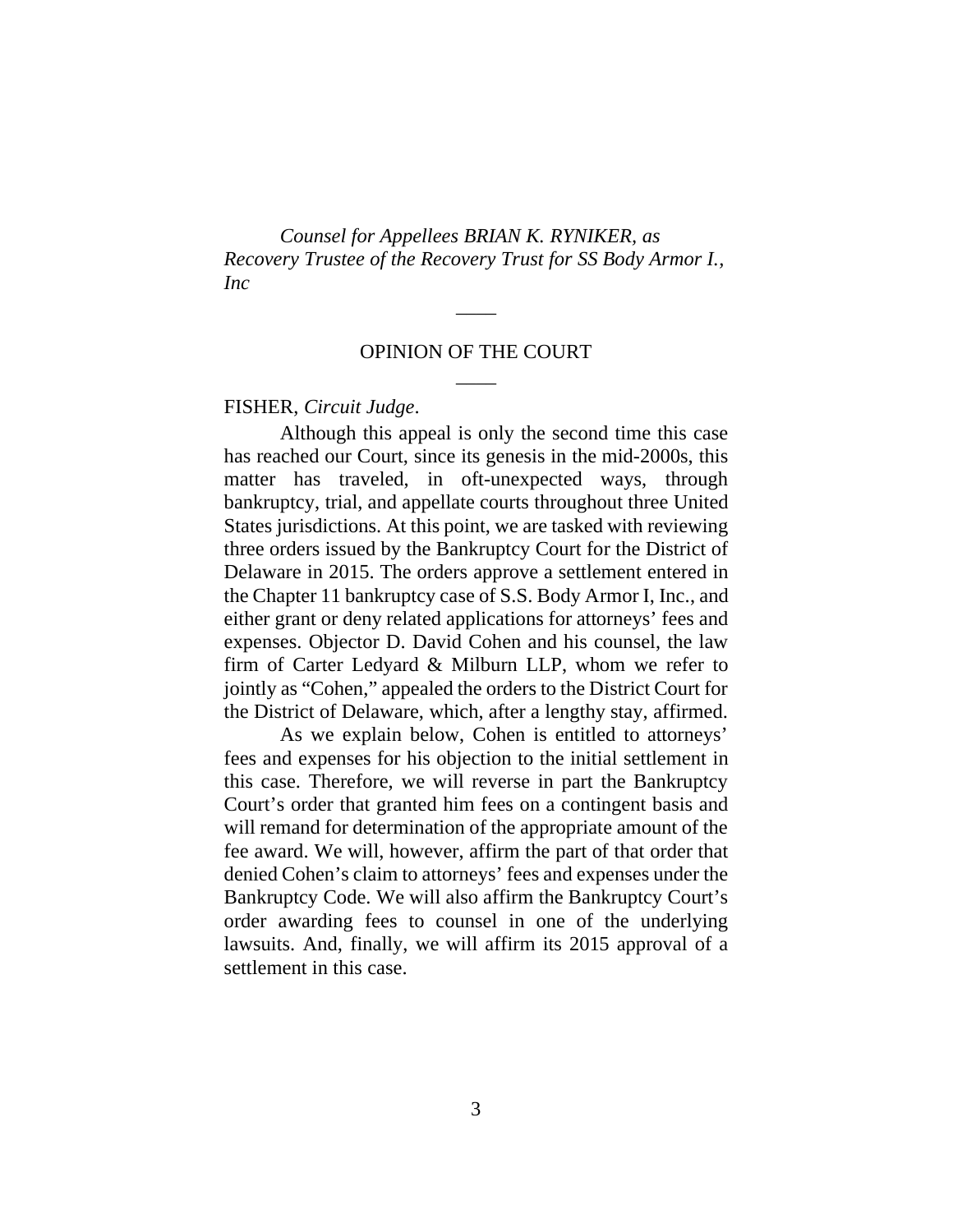*Counsel for Appellees BRIAN K. RYNIKER, as Recovery Trustee of the Recovery Trust for SS Body Armor I., Inc*

____

OPINION OF THE COURT

____

FISHER, *Circuit Judge*.

Although this appeal is only the second time this case has reached our Court, since its genesis in the mid-2000s, this matter has traveled, in oft-unexpected ways, through bankruptcy, trial, and appellate courts throughout three United States jurisdictions. At this point, we are tasked with reviewing three orders issued by the Bankruptcy Court for the District of Delaware in 2015. The orders approve a settlement entered in the Chapter 11 bankruptcy case of S.S. Body Armor I, Inc., and either grant or deny related applications for attorneys' fees and expenses. Objector D. David Cohen and his counsel, the law firm of Carter Ledyard & Milburn LLP, whom we refer to jointly as "Cohen," appealed the orders to the District Court for the District of Delaware, which, after a lengthy stay, affirmed.

As we explain below, Cohen is entitled to attorneys' fees and expenses for his objection to the initial settlement in this case. Therefore, we will reverse in part the Bankruptcy Court's order that granted him fees on a contingent basis and will remand for determination of the appropriate amount of the fee award. We will, however, affirm the part of that order that denied Cohen's claim to attorneys' fees and expenses under the Bankruptcy Code. We will also affirm the Bankruptcy Court's order awarding fees to counsel in one of the underlying lawsuits. And, finally, we will affirm its 2015 approval of a settlement in this case.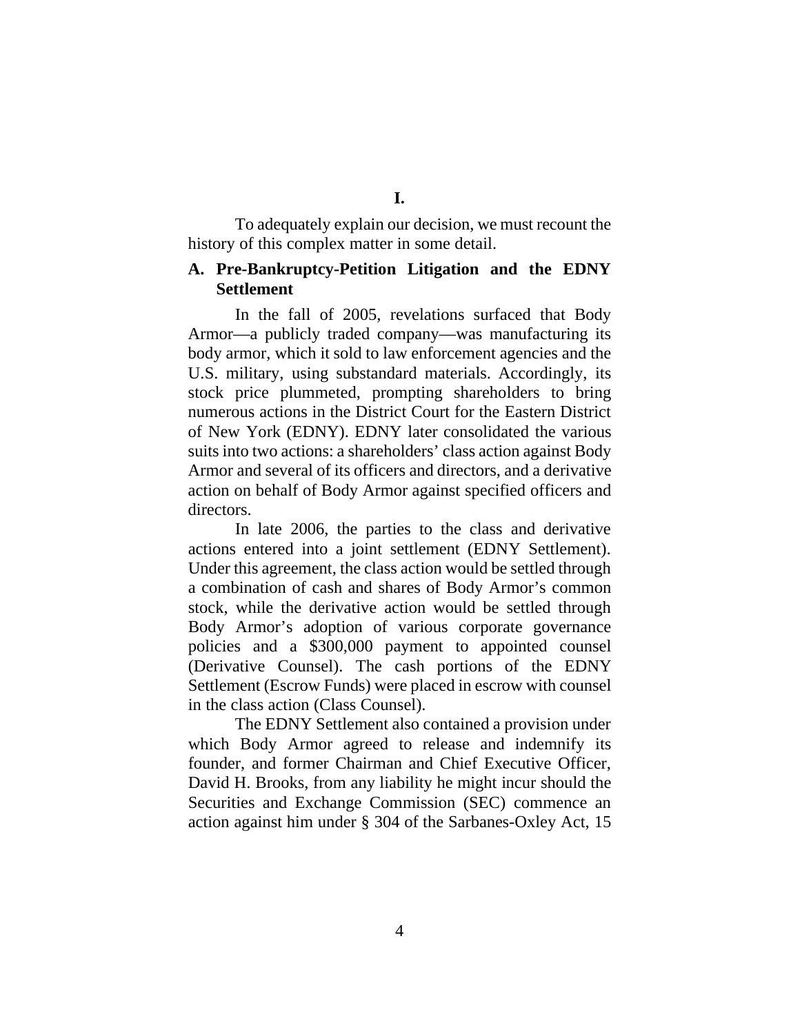# I.

To adequately explain our decision, we must recount the history of this complex matter in some detail.

## A. Pre-Bankruptcy-Petition Litigation and the EDNY Settlement

In the fall of 2005, revelations surfaced that Body Armor—a publicly traded company—was manufacturing its body armor, which it sold to law enforcement agencies and the U.S. military, using substandard materials. Accordingly, its stock price plummeted, prompting shareholders to bring numerous actions in the District Court for the Eastern District of New York (EDNY). EDNY later consolidated the various suits into two actions: a shareholders' class action against Body Armor and several of its officers and directors, and a derivative action on behalf of Body Armor against specified officers and directors.

In late 2006, the parties to the class and derivative actions entered into a joint settlement (EDNY Settlement). Under this agreement, the class action would be settled through a combination of cash and shares of Body Armor's common stock, while the derivative action would be settled through Body Armor's adoption of various corporate governance policies and a $300,000 payment to appointed counsel (Derivative Counsel). The cash portions of the EDNY Settlement (Escrow Funds) were placed in escrow with counsel in the class action (Class Counsel).

The EDNY Settlement also contained a provision under which Body Armor agreed to release and indemnify its founder, and former Chairman and Chief Executive Officer, David H. Brooks, from any liability he might incur should the Securities and Exchange Commission (SEC) commence an action against him under § 304 of the Sarbanes-Oxley Act, 15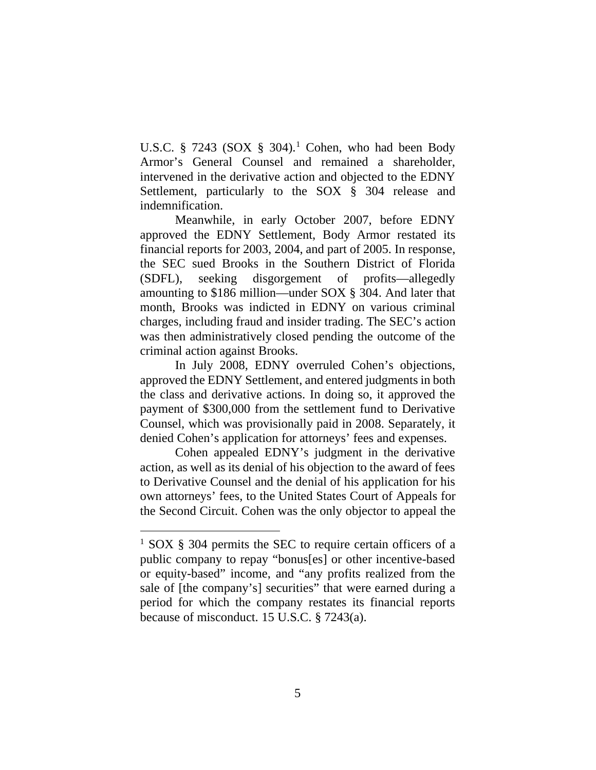U.S.C. § 7243 (SOX § 304).[1] Cohen, who had been Body Armor's General Counsel and remained a shareholder, intervened in the derivative action and objected to the EDNY Settlement, particularly to the SOX § 304 release and indemnification.

Meanwhile, in early October 2007, before EDNY approved the EDNY Settlement, Body Armor restated its financial reports for 2003, 2004, and part of 2005. In response, the SEC sued Brooks in the Southern District of Florida (SDFL), seeking disgorgement of profits—allegedly amounting to $186 million—under SOX § 304. And later that month, Brooks was indicted in EDNY on various criminal charges, including fraud and insider trading. The SEC's action was then administratively closed pending the outcome of the criminal action against Brooks.

In July 2008, EDNY overruled Cohen's objections, approved the EDNY Settlement, and entered judgments in both the class and derivative actions. In doing so, it approved the payment of $300,000 from the settlement fund to Derivative Counsel, which was provisionally paid in 2008. Separately, it denied Cohen's application for attorneys' fees and expenses.

Cohen appealed EDNY's judgment in the derivative action, as well as its denial of his objection to the award of fees to Derivative Counsel and the denial of his application for his own attorneys' fees, to the United States Court of Appeals for the Second Circuit. Cohen was the only objector to appeal the

---

[1] SOX § 304 permits the SEC to require certain officers of a public company to repay "bonus[es] or other incentive-based or equity-based" income, and "any profits realized from the sale of [the company's] securities" that were earned during a period for which the company restates its financial reports because of misconduct. 15 U.S.C. § 7243(a).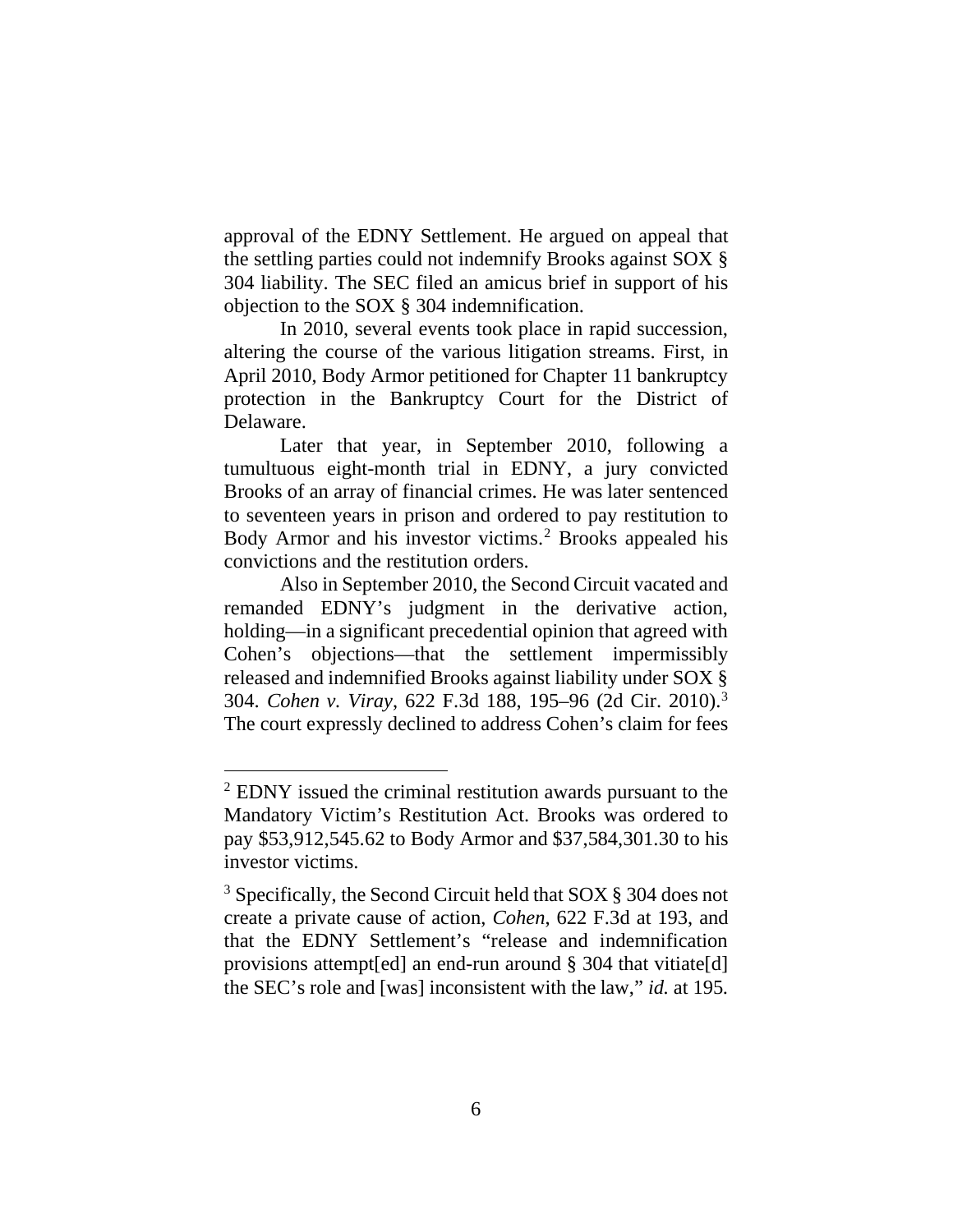approval of the EDNY Settlement. He argued on appeal that the settling parties could not indemnify Brooks against SOX § 304 liability. The SEC filed an amicus brief in support of his objection to the SOX § 304 indemnification.

In 2010, several events took place in rapid succession, altering the course of the various litigation streams. First, in April 2010, Body Armor petitioned for Chapter 11 bankruptcy protection in the Bankruptcy Court for the District of Delaware.

Later that year, in September 2010, following a tumultuous eight-month trial in EDNY, a jury convicted Brooks of an array of financial crimes. He was later sentenced to seventeen years in prison and ordered to pay restitution to Body Armor and his investor victims.[2] Brooks appealed his convictions and the restitution orders.

Also in September 2010, the Second Circuit vacated and remanded EDNY's judgment in the derivative action, holding—in a significant precedential opinion that agreed with Cohen's objections—that the settlement impermissibly released and indemnified Brooks against liability under SOX § 304. *Cohen v. Viray*, 622 F.3d 188, 195–96 (2d Cir. 2010).[3] The court expressly declined to address Cohen's claim for fees

---

[2] EDNY issued the criminal restitution awards pursuant to the Mandatory Victim's Restitution Act. Brooks was ordered to pay $53,912,545.62 to Body Armor and $37,584,301.30 to his investor victims.

[3] Specifically, the Second Circuit held that SOX § 304 does not create a private cause of action, *Cohen*, 622 F.3d at 193, and that the EDNY Settlement's "release and indemnification provisions attempt[ed] an end-run around § 304 that vitiate[d] the SEC's role and [was] inconsistent with the law," *id.* at 195.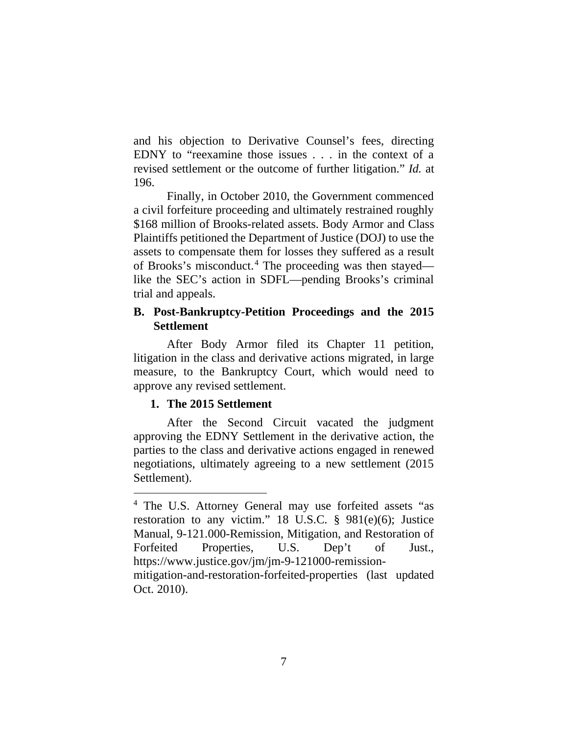and his objection to Derivative Counsel's fees, directing EDNY to "reexamine those issues . . . in the context of a revised settlement or the outcome of further litigation." *Id.* at 196.

Finally, in October 2010, the Government commenced a civil forfeiture proceeding and ultimately restrained roughly $168 million of Brooks-related assets. Body Armor and Class Plaintiffs petitioned the Department of Justice (DOJ) to use the assets to compensate them for losses they suffered as a result of Brooks's misconduct.[4] The proceeding was then stayed—like the SEC's action in SDFL—pending Brooks's criminal trial and appeals.

## B. Post-Bankruptcy-Petition Proceedings and the 2015 Settlement

After Body Armor filed its Chapter 11 petition, litigation in the class and derivative actions migrated, in large measure, to the Bankruptcy Court, which would need to approve any revised settlement.

### 1. The 2015 Settlement

After the Second Circuit vacated the judgment approving the EDNY Settlement in the derivative action, the parties to the class and derivative actions engaged in renewed negotiations, ultimately agreeing to a new settlement (2015 Settlement).

---

[4] The U.S. Attorney General may use forfeited assets "as restoration to any victim." 18 U.S.C. § 981(e)(6); Justice Manual, 9-121.000-Remission, Mitigation, and Restoration of Forfeited Properties, U.S. Dep't of Just., https://www.justice.gov/jm/jm-9-121000-remission-mitigation-and-restoration-forfeited-properties (last updated Oct. 2010).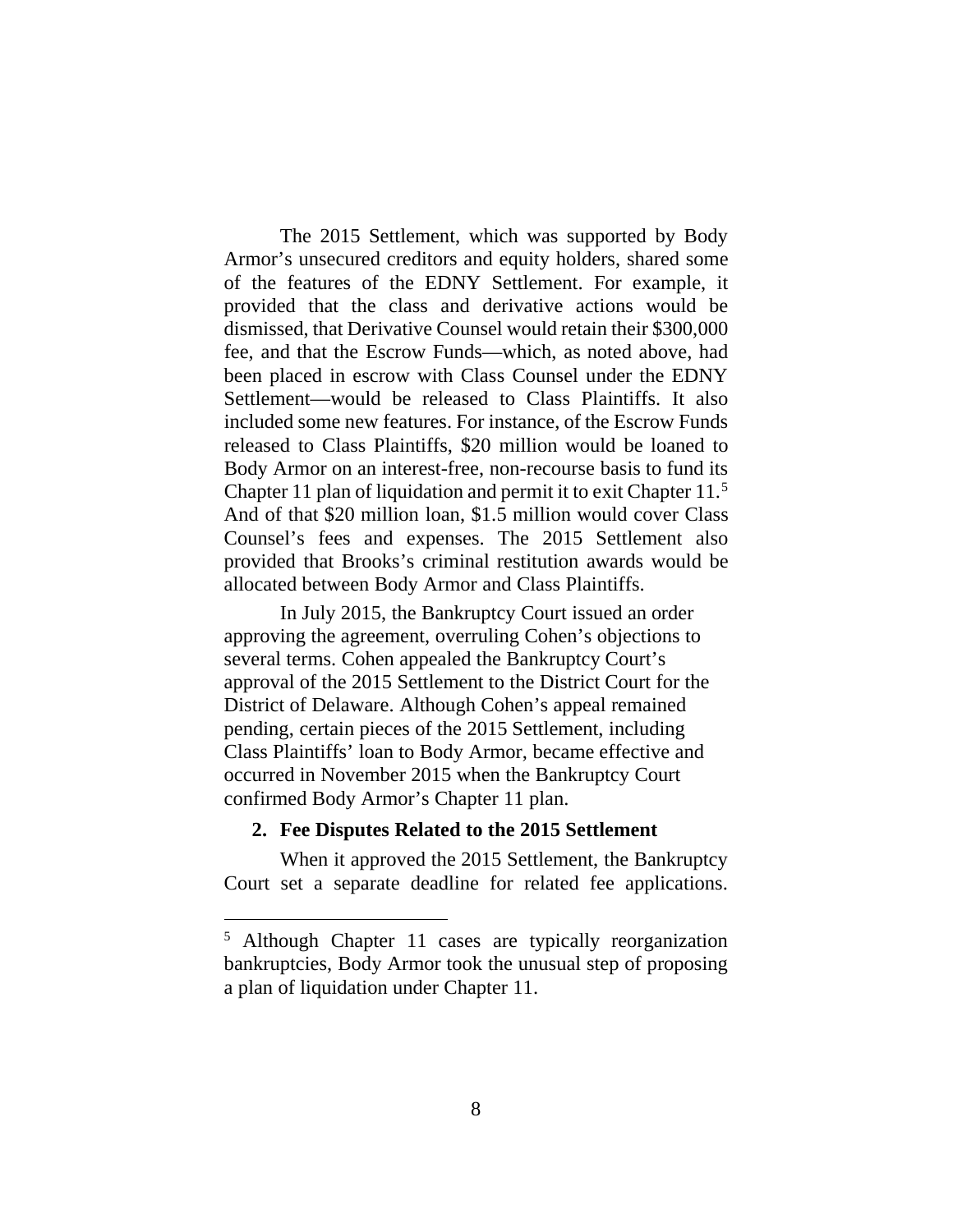The 2015 Settlement, which was supported by Body Armor's unsecured creditors and equity holders, shared some of the features of the EDNY Settlement. For example, it provided that the class and derivative actions would be dismissed, that Derivative Counsel would retain their $300,000 fee, and that the Escrow Funds—which, as noted above, had been placed in escrow with Class Counsel under the EDNY Settlement—would be released to Class Plaintiffs. It also included some new features. For instance, of the Escrow Funds released to Class Plaintiffs, $20 million would be loaned to Body Armor on an interest-free, non-recourse basis to fund its Chapter 11 plan of liquidation and permit it to exit Chapter 11.[5] And of that $20 million loan, $1.5 million would cover Class Counsel's fees and expenses. The 2015 Settlement also provided that Brooks's criminal restitution awards would be allocated between Body Armor and Class Plaintiffs.

In July 2015, the Bankruptcy Court issued an order approving the agreement, overruling Cohen's objections to several terms. Cohen appealed the Bankruptcy Court's approval of the 2015 Settlement to the District Court for the District of Delaware. Although Cohen's appeal remained pending, certain pieces of the 2015 Settlement, including Class Plaintiffs' loan to Body Armor, became effective and occurred in November 2015 when the Bankruptcy Court confirmed Body Armor's Chapter 11 plan.

### 2. Fee Disputes Related to the 2015 Settlement

When it approved the 2015 Settlement, the Bankruptcy Court set a separate deadline for related fee applications.

[5] Although Chapter 11 cases are typically reorganization bankruptcies, Body Armor took the unusual step of proposing a plan of liquidation under Chapter 11.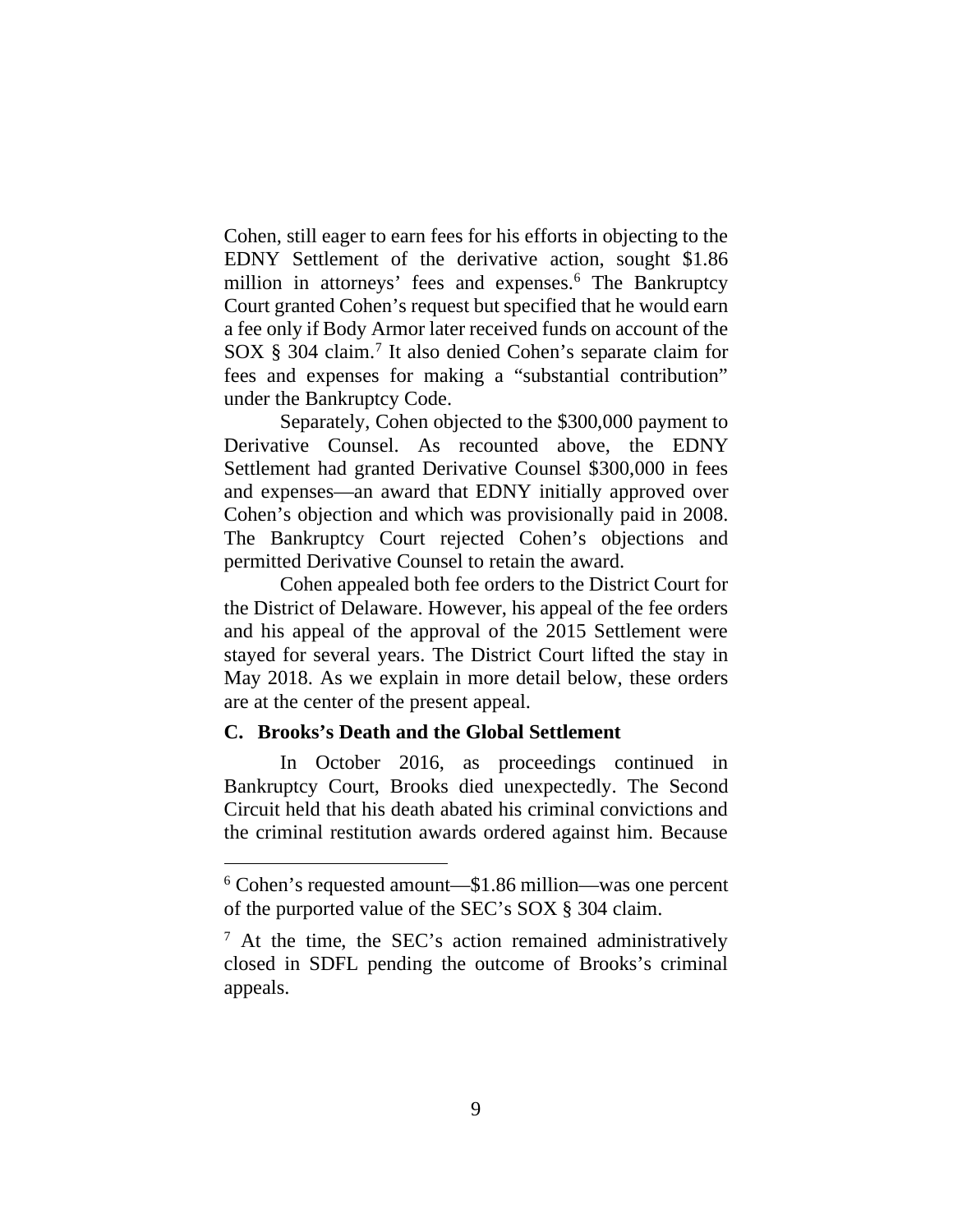Cohen, still eager to earn fees for his efforts in objecting to the EDNY Settlement of the derivative action, sought $1.86 million in attorneys' fees and expenses.[6] The Bankruptcy Court granted Cohen's request but specified that he would earn a fee only if Body Armor later received funds on account of the SOX § 304 claim.[7] It also denied Cohen's separate claim for fees and expenses for making a "substantial contribution" under the Bankruptcy Code.

Separately, Cohen objected to the $300,000 payment to Derivative Counsel. As recounted above, the EDNY Settlement had granted Derivative Counsel $300,000 in fees and expenses—an award that EDNY initially approved over Cohen's objection and which was provisionally paid in 2008. The Bankruptcy Court rejected Cohen's objections and permitted Derivative Counsel to retain the award.

Cohen appealed both fee orders to the District Court for the District of Delaware. However, his appeal of the fee orders and his appeal of the approval of the 2015 Settlement were stayed for several years. The District Court lifted the stay in May 2018. As we explain in more detail below, these orders are at the center of the present appeal.

### C. Brooks's Death and the Global Settlement

In October 2016, as proceedings continued in Bankruptcy Court, Brooks died unexpectedly. The Second Circuit held that his death abated his criminal convictions and the criminal restitution awards ordered against him. Because

---

[6] Cohen's requested amount—$1.86 million—was one percent of the purported value of the SEC's SOX § 304 claim.

[7] At the time, the SEC's action remained administratively closed in SDFL pending the outcome of Brooks's criminal appeals.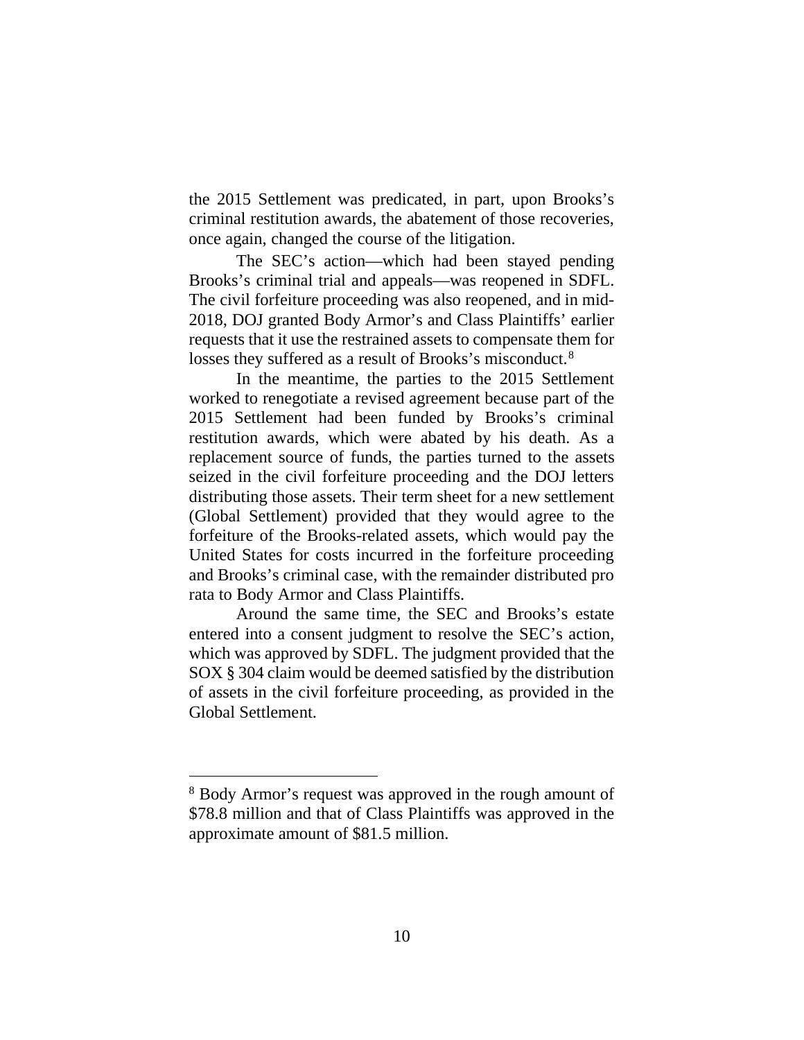the 2015 Settlement was predicated, in part, upon Brooks's criminal restitution awards, the abatement of those recoveries, once again, changed the course of the litigation.

The SEC's action—which had been stayed pending Brooks's criminal trial and appeals—was reopened in SDFL. The civil forfeiture proceeding was also reopened, and in mid-2018, DOJ granted Body Armor's and Class Plaintiffs' earlier requests that it use the restrained assets to compensate them for losses they suffered as a result of Brooks's misconduct.[8]

In the meantime, the parties to the 2015 Settlement worked to renegotiate a revised agreement because part of the 2015 Settlement had been funded by Brooks's criminal restitution awards, which were abated by his death. As a replacement source of funds, the parties turned to the assets seized in the civil forfeiture proceeding and the DOJ letters distributing those assets. Their term sheet for a new settlement (Global Settlement) provided that they would agree to the forfeiture of the Brooks-related assets, which would pay the United States for costs incurred in the forfeiture proceeding and Brooks's criminal case, with the remainder distributed pro rata to Body Armor and Class Plaintiffs.

Around the same time, the SEC and Brooks's estate entered into a consent judgment to resolve the SEC's action, which was approved by SDFL. The judgment provided that the SOX § 304 claim would be deemed satisfied by the distribution of assets in the civil forfeiture proceeding, as provided in the Global Settlement.

---

[8] Body Armor's request was approved in the rough amount of \$78.8 million and that of Class Plaintiffs was approved in the approximate amount of \$81.5 million.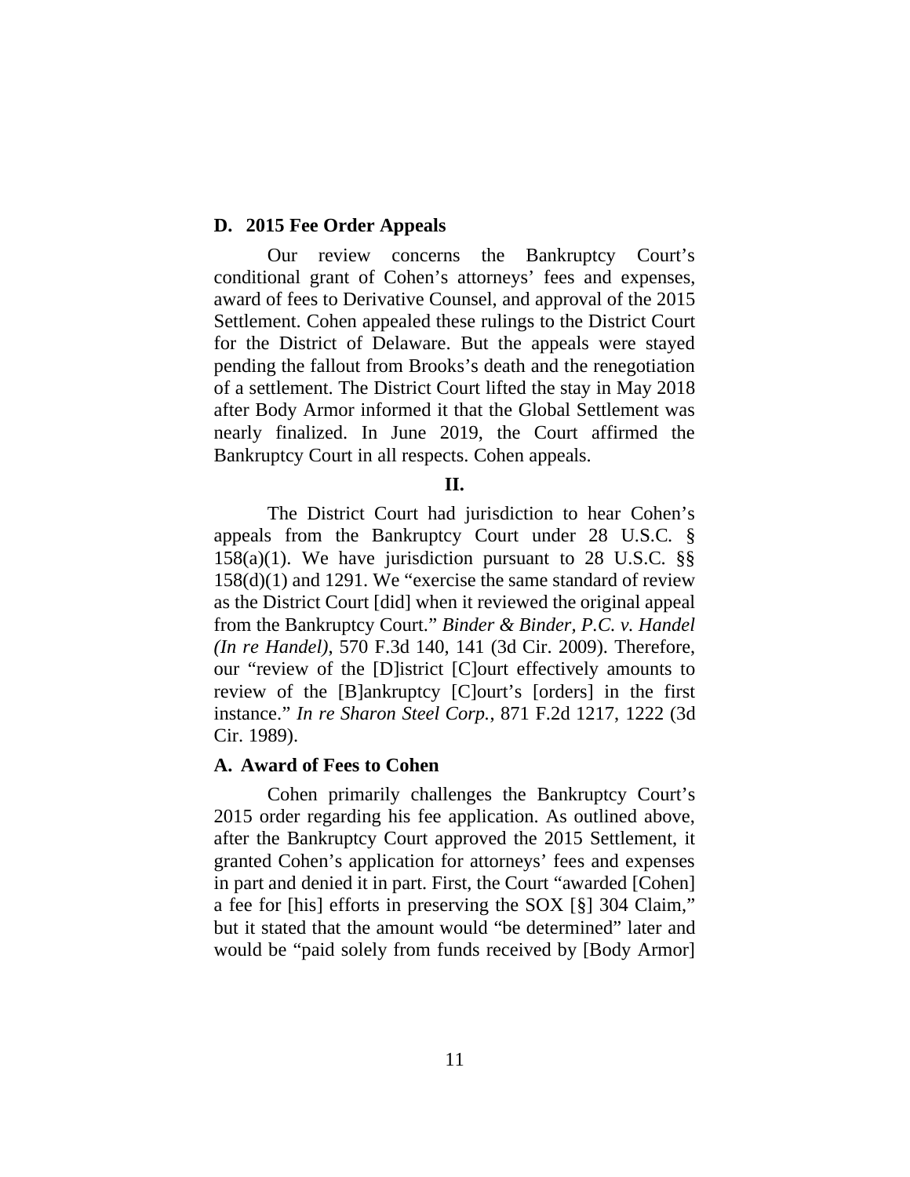### D. 2015 Fee Order Appeals

Our review concerns the Bankruptcy Court's conditional grant of Cohen's attorneys' fees and expenses, award of fees to Derivative Counsel, and approval of the 2015 Settlement. Cohen appealed these rulings to the District Court for the District of Delaware. But the appeals were stayed pending the fallout from Brooks's death and the renegotiation of a settlement. The District Court lifted the stay in May 2018 after Body Armor informed it that the Global Settlement was nearly finalized. In June 2019, the Court affirmed the Bankruptcy Court in all respects. Cohen appeals.

## II.

The District Court had jurisdiction to hear Cohen's appeals from the Bankruptcy Court under 28 U.S.C. § 158(a)(1). We have jurisdiction pursuant to 28 U.S.C. §§ 158(d)(1) and 1291. We "exercise the same standard of review as the District Court [did] when it reviewed the original appeal from the Bankruptcy Court." *Binder & Binder, P.C. v. Handel (In re Handel)*, 570 F.3d 140, 141 (3d Cir. 2009). Therefore, our "review of the [D]istrict [C]ourt effectively amounts to review of the [B]ankruptcy [C]ourt's [orders] in the first instance." *In re Sharon Steel Corp.*, 871 F.2d 1217, 1222 (3d Cir. 1989).

### A. Award of Fees to Cohen

Cohen primarily challenges the Bankruptcy Court's 2015 order regarding his fee application. As outlined above, after the Bankruptcy Court approved the 2015 Settlement, it granted Cohen's application for attorneys' fees and expenses in part and denied it in part. First, the Court "awarded [Cohen] a fee for [his] efforts in preserving the SOX [§] 304 Claim," but it stated that the amount would "be determined" later and would be "paid solely from funds received by [Body Armor]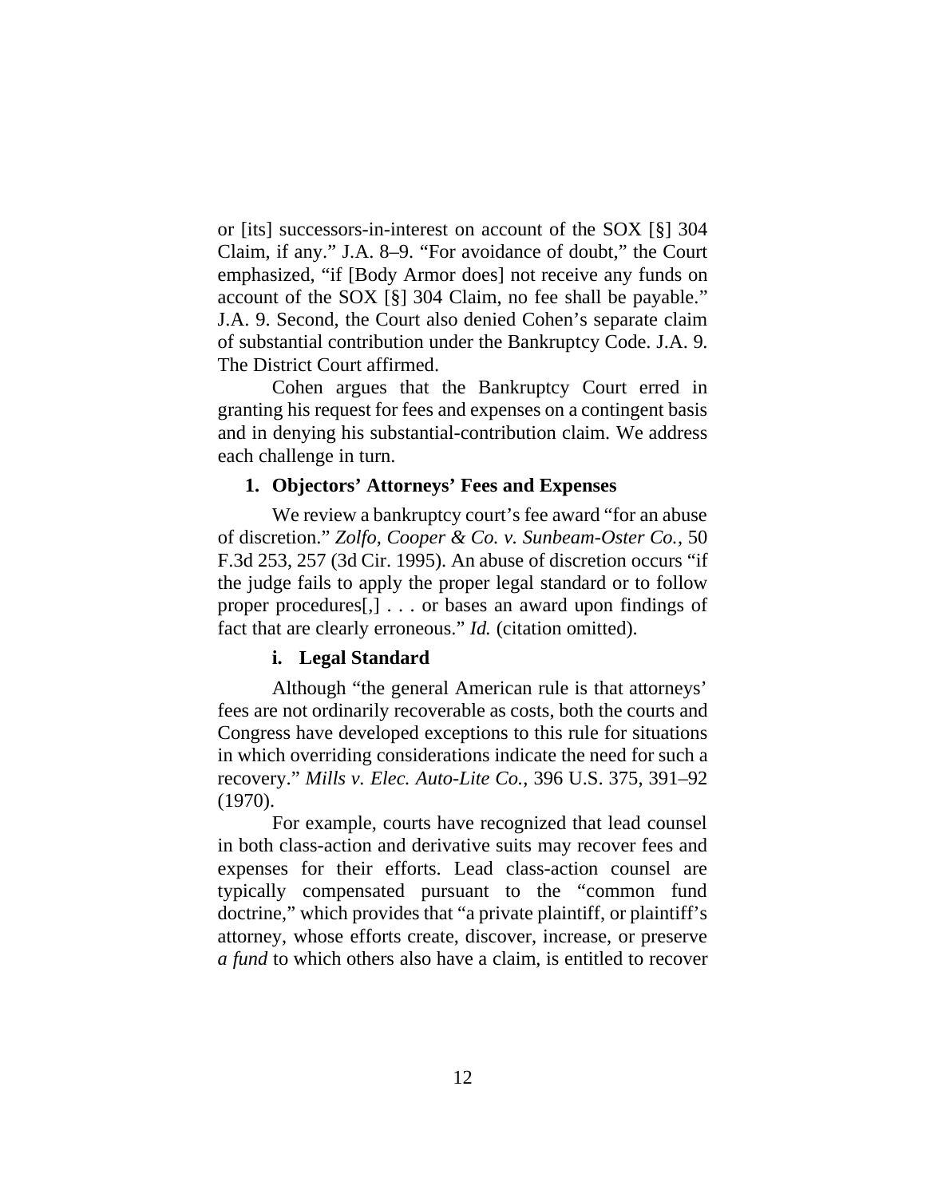or [its] successors-in-interest on account of the SOX [§] 304 Claim, if any." J.A. 8–9. "For avoidance of doubt," the Court emphasized, "if [Body Armor does] not receive any funds on account of the SOX [§] 304 Claim, no fee shall be payable." J.A. 9. Second, the Court also denied Cohen's separate claim of substantial contribution under the Bankruptcy Code. J.A. 9. The District Court affirmed.

Cohen argues that the Bankruptcy Court erred in granting his request for fees and expenses on a contingent basis and in denying his substantial-contribution claim. We address each challenge in turn.

### 1. Objectors' Attorneys' Fees and Expenses

We review a bankruptcy court's fee award "for an abuse of discretion." *Zolfo, Cooper & Co. v. Sunbeam-Oster Co.*, 50 F.3d 253, 257 (3d Cir. 1995). An abuse of discretion occurs "if the judge fails to apply the proper legal standard or to follow proper procedures[,] . . . or bases an award upon findings of fact that are clearly erroneous." *Id.* (citation omitted).

#### i. Legal Standard

Although "the general American rule is that attorneys' fees are not ordinarily recoverable as costs, both the courts and Congress have developed exceptions to this rule for situations in which overriding considerations indicate the need for such a recovery." *Mills v. Elec. Auto-Lite Co.*, 396 U.S. 375, 391–92 (1970).

For example, courts have recognized that lead counsel in both class-action and derivative suits may recover fees and expenses for their efforts. Lead class-action counsel are typically compensated pursuant to the "common fund doctrine," which provides that "a private plaintiff, or plaintiff's attorney, whose efforts create, discover, increase, or preserve *a fund* to which others also have a claim, is entitled to recover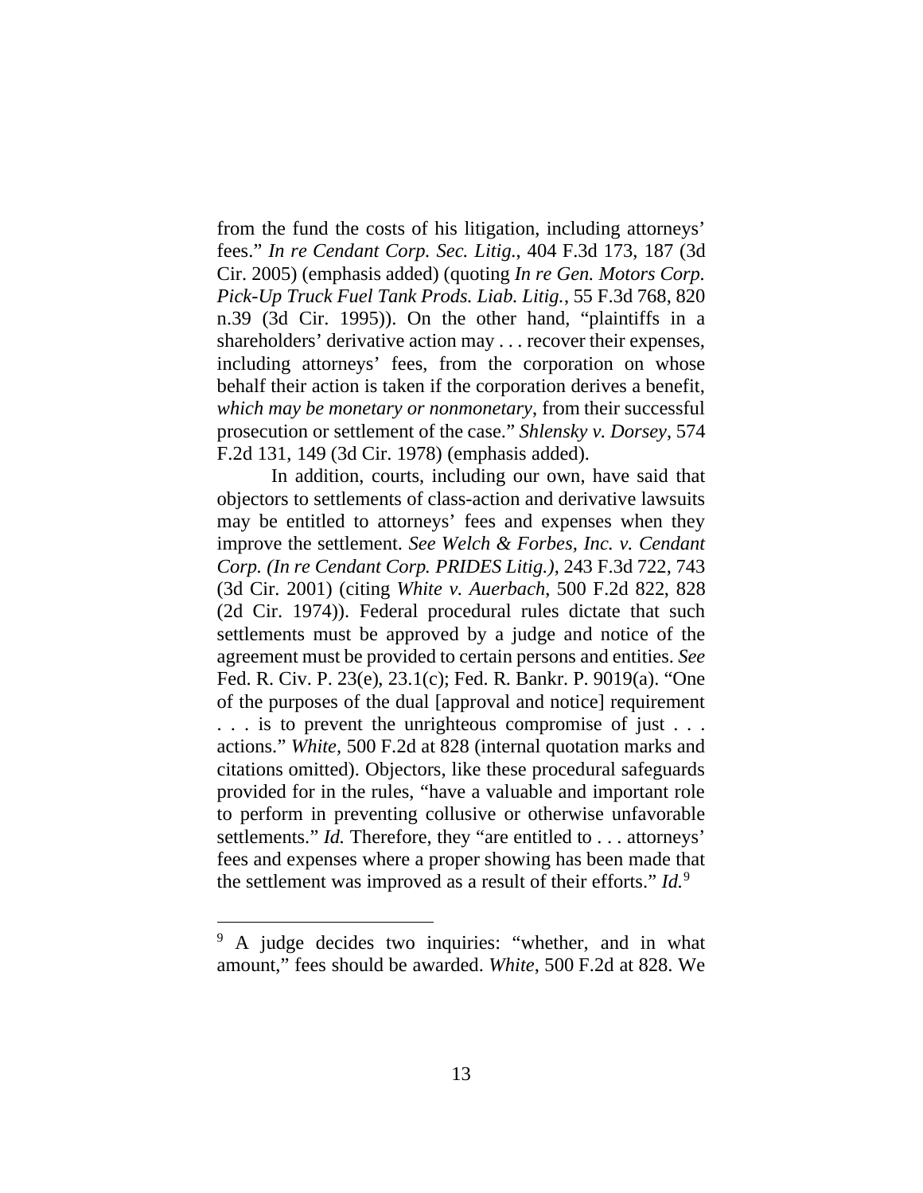from the fund the costs of his litigation, including attorneys' fees." *In re Cendant Corp. Sec. Litig.*, 404 F.3d 173, 187 (3d Cir. 2005) (emphasis added) (quoting *In re Gen. Motors Corp. Pick-Up Truck Fuel Tank Prods. Liab. Litig.*, 55 F.3d 768, 820 n.39 (3d Cir. 1995)). On the other hand, "plaintiffs in a shareholders' derivative action may . . . recover their expenses, including attorneys' fees, from the corporation on whose behalf their action is taken if the corporation derives a benefit, *which may be monetary or nonmonetary*, from their successful prosecution or settlement of the case." *Shlensky v. Dorsey*, 574 F.2d 131, 149 (3d Cir. 1978) (emphasis added).

In addition, courts, including our own, have said that objectors to settlements of class-action and derivative lawsuits may be entitled to attorneys' fees and expenses when they improve the settlement. *See Welch & Forbes, Inc. v. Cendant Corp. (In re Cendant Corp. PRIDES Litig.)*, 243 F.3d 722, 743 (3d Cir. 2001) (citing *White v. Auerbach*, 500 F.2d 822, 828 (2d Cir. 1974)). Federal procedural rules dictate that such settlements must be approved by a judge and notice of the agreement must be provided to certain persons and entities. *See* Fed. R. Civ. P. 23(e), 23.1(c); Fed. R. Bankr. P. 9019(a). "One of the purposes of the dual [approval and notice] requirement . . . is to prevent the unrighteous compromise of just . . . actions." *White*, 500 F.2d at 828 (internal quotation marks and citations omitted). Objectors, like these procedural safeguards provided for in the rules, "have a valuable and important role to perform in preventing collusive or otherwise unfavorable settlements." *Id.* Therefore, they "are entitled to . . . attorneys' fees and expenses where a proper showing has been made that the settlement was improved as a result of their efforts." *Id.*[9]

[9] A judge decides two inquiries: "whether, and in what amount," fees should be awarded. *White*, 500 F.2d at 828. We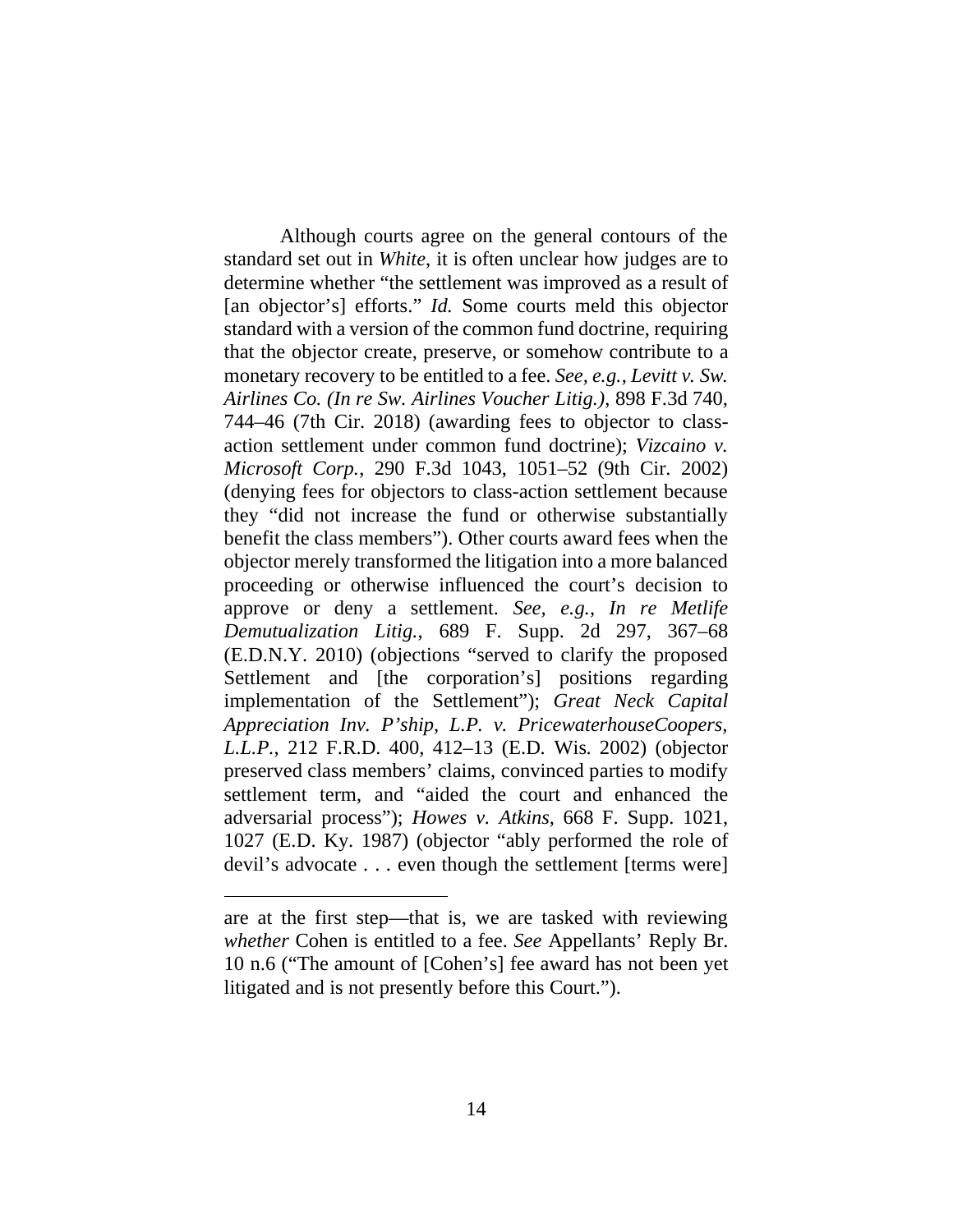Although courts agree on the general contours of the standard set out in *White*, it is often unclear how judges are to determine whether "the settlement was improved as a result of [an objector's] efforts." *Id.* Some courts meld this objector standard with a version of the common fund doctrine, requiring that the objector create, preserve, or somehow contribute to a monetary recovery to be entitled to a fee. *See, e.g.*, *Levitt v. Sw. Airlines Co. (In re Sw. Airlines Voucher Litig.)*, 898 F.3d 740, 744–46 (7th Cir. 2018) (awarding fees to objector to class-action settlement under common fund doctrine); *Vizcaino v. Microsoft Corp.*, 290 F.3d 1043, 1051–52 (9th Cir. 2002) (denying fees for objectors to class-action settlement because they "did not increase the fund or otherwise substantially benefit the class members"). Other courts award fees when the objector merely transformed the litigation into a more balanced proceeding or otherwise influenced the court's decision to approve or deny a settlement. *See, e.g.*, *In re Metlife Demutualization Litig.*, 689 F. Supp. 2d 297, 367–68 (E.D.N.Y. 2010) (objections "served to clarify the proposed Settlement and [the corporation's] positions regarding implementation of the Settlement"); *Great Neck Capital Appreciation Inv. P'ship, L.P. v. PricewaterhouseCoopers, L.L.P.*, 212 F.R.D. 400, 412–13 (E.D. Wis. 2002) (objector preserved class members' claims, convinced parties to modify settlement term, and "aided the court and enhanced the adversarial process"); *Howes v. Atkins*, 668 F. Supp. 1021, 1027 (E.D. Ky. 1987) (objector "ably performed the role of devil's advocate . . . even though the settlement [terms were]

---

are at the first step—that is, we are tasked with reviewing *whether* Cohen is entitled to a fee. *See* Appellants' Reply Br. 10 n.6 ("The amount of [Cohen's] fee award has not been yet litigated and is not presently before this Court.").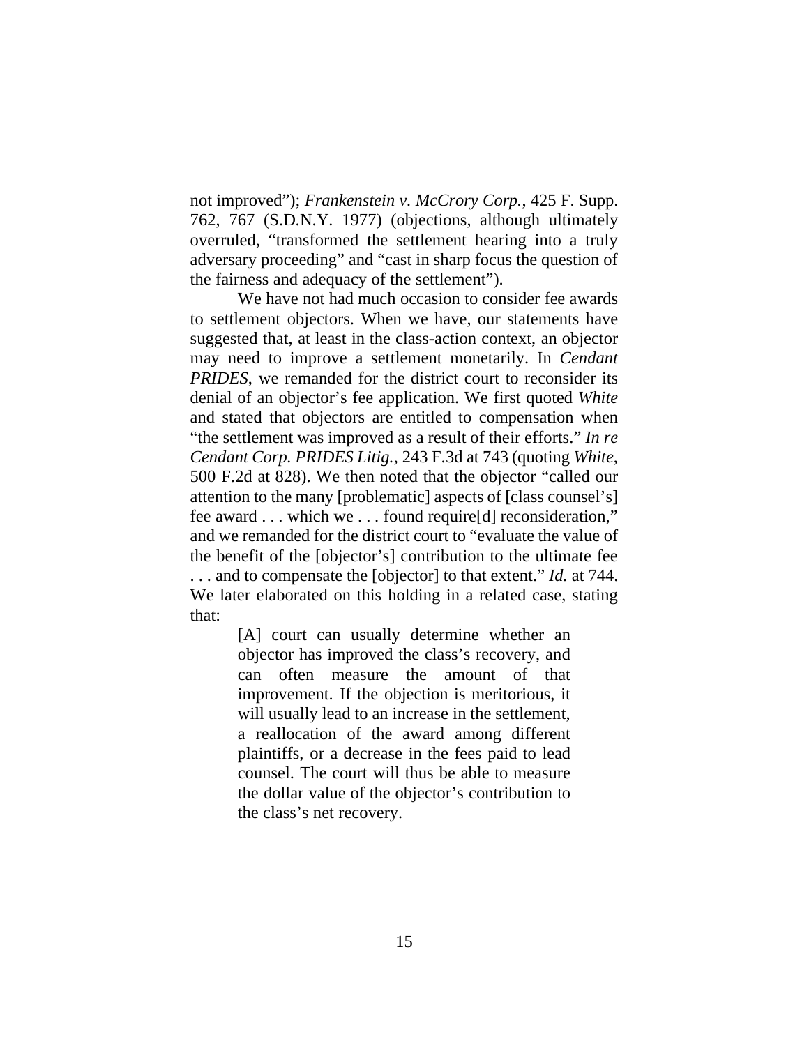not improved"); *Frankenstein v. McCrory Corp.*, 425 F. Supp. 762, 767 (S.D.N.Y. 1977) (objections, although ultimately overruled, "transformed the settlement hearing into a truly adversary proceeding" and "cast in sharp focus the question of the fairness and adequacy of the settlement").

We have not had much occasion to consider fee awards to settlement objectors. When we have, our statements have suggested that, at least in the class-action context, an objector may need to improve a settlement monetarily. In *Cendant PRIDES*, we remanded for the district court to reconsider its denial of an objector's fee application. We first quoted *White* and stated that objectors are entitled to compensation when "the settlement was improved as a result of their efforts." *In re Cendant Corp. PRIDES Litig.*, 243 F.3d at 743 (quoting *White*, 500 F.2d at 828). We then noted that the objector "called our attention to the many [problematic] aspects of [class counsel's] fee award . . . which we . . . found require[d] reconsideration," and we remanded for the district court to "evaluate the value of the benefit of the [objector's] contribution to the ultimate fee . . . and to compensate the [objector] to that extent." *Id.* at 744. We later elaborated on this holding in a related case, stating that:

> [A] court can usually determine whether an objector has improved the class's recovery, and can often measure the amount of that improvement. If the objection is meritorious, it will usually lead to an increase in the settlement, a reallocation of the award among different plaintiffs, or a decrease in the fees paid to lead counsel. The court will thus be able to measure the dollar value of the objector's contribution to the class's net recovery.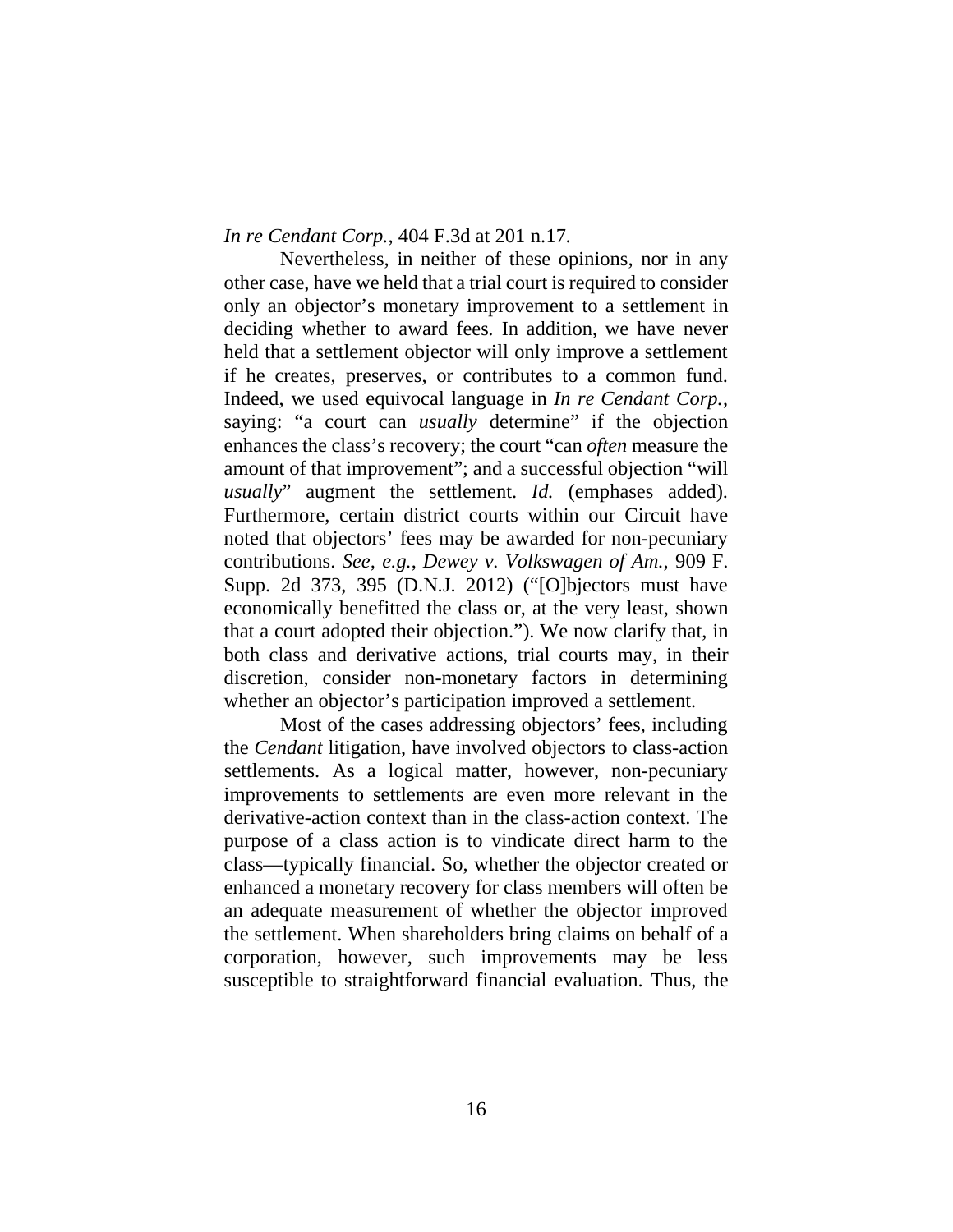*In re Cendant Corp.*, 404 F.3d at 201 n.17.

Nevertheless, in neither of these opinions, nor in any other case, have we held that a trial court is required to consider only an objector's monetary improvement to a settlement in deciding whether to award fees. In addition, we have never held that a settlement objector will only improve a settlement if he creates, preserves, or contributes to a common fund. Indeed, we used equivocal language in *In re Cendant Corp.*, saying: "a court can *usually* determine" if the objection enhances the class's recovery; the court "can *often* measure the amount of that improvement"; and a successful objection "will *usually*" augment the settlement. *Id.* (emphases added). Furthermore, certain district courts within our Circuit have noted that objectors' fees may be awarded for non-pecuniary contributions. *See, e.g.*, *Dewey v. Volkswagen of Am.*, 909 F. Supp. 2d 373, 395 (D.N.J. 2012) ("[O]bjectors must have economically benefitted the class or, at the very least, shown that a court adopted their objection."). We now clarify that, in both class and derivative actions, trial courts may, in their discretion, consider non-monetary factors in determining whether an objector's participation improved a settlement.

Most of the cases addressing objectors' fees, including the *Cendant* litigation, have involved objectors to class-action settlements. As a logical matter, however, non-pecuniary improvements to settlements are even more relevant in the derivative-action context than in the class-action context. The purpose of a class action is to vindicate direct harm to the class—typically financial. So, whether the objector created or enhanced a monetary recovery for class members will often be an adequate measurement of whether the objector improved the settlement. When shareholders bring claims on behalf of a corporation, however, such improvements may be less susceptible to straightforward financial evaluation. Thus, the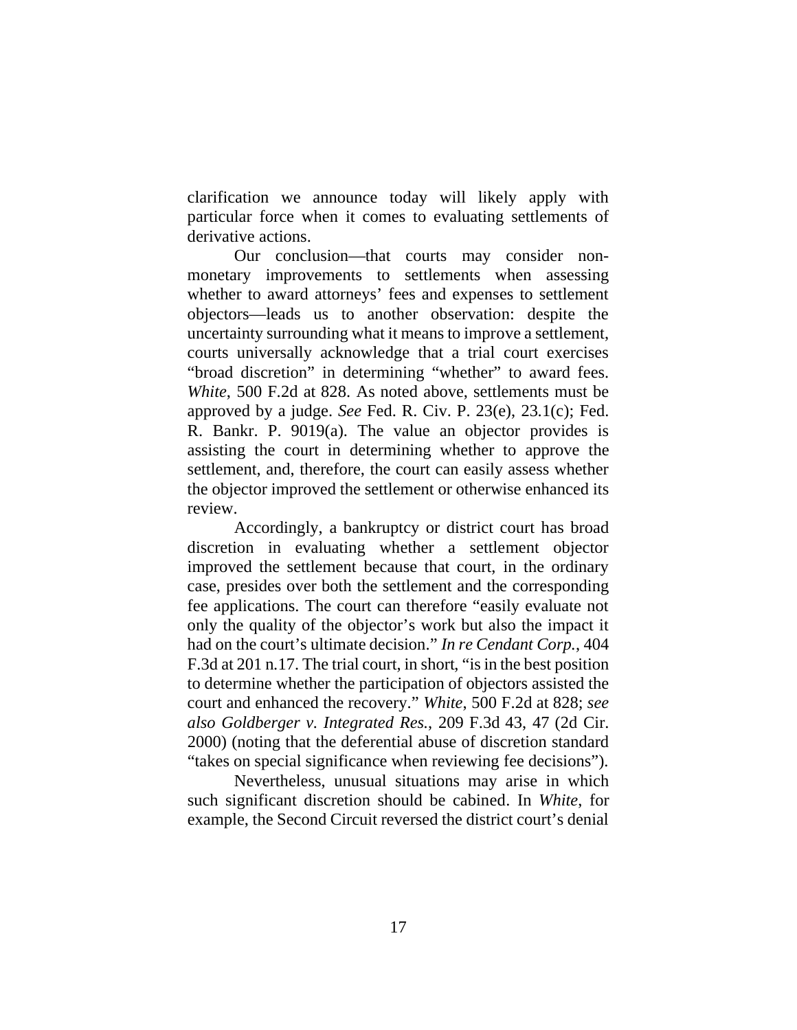clarification we announce today will likely apply with particular force when it comes to evaluating settlements of derivative actions.

Our conclusion—that courts may consider non-monetary improvements to settlements when assessing whether to award attorneys' fees and expenses to settlement objectors—leads us to another observation: despite the uncertainty surrounding what it means to improve a settlement, courts universally acknowledge that a trial court exercises "broad discretion" in determining "whether" to award fees. *White*, 500 F.2d at 828. As noted above, settlements must be approved by a judge. *See* Fed. R. Civ. P. 23(e), 23.1(c); Fed. R. Bankr. P. 9019(a). The value an objector provides is assisting the court in determining whether to approve the settlement, and, therefore, the court can easily assess whether the objector improved the settlement or otherwise enhanced its review.

Accordingly, a bankruptcy or district court has broad discretion in evaluating whether a settlement objector improved the settlement because that court, in the ordinary case, presides over both the settlement and the corresponding fee applications. The court can therefore "easily evaluate not only the quality of the objector's work but also the impact it had on the court's ultimate decision." *In re Cendant Corp.*, 404 F.3d at 201 n.17. The trial court, in short, "is in the best position to determine whether the participation of objectors assisted the court and enhanced the recovery." *White*, 500 F.2d at 828; *see also Goldberger v. Integrated Res.*, 209 F.3d 43, 47 (2d Cir. 2000) (noting that the deferential abuse of discretion standard "takes on special significance when reviewing fee decisions").

Nevertheless, unusual situations may arise in which such significant discretion should be cabined. In *White*, for example, the Second Circuit reversed the district court's denial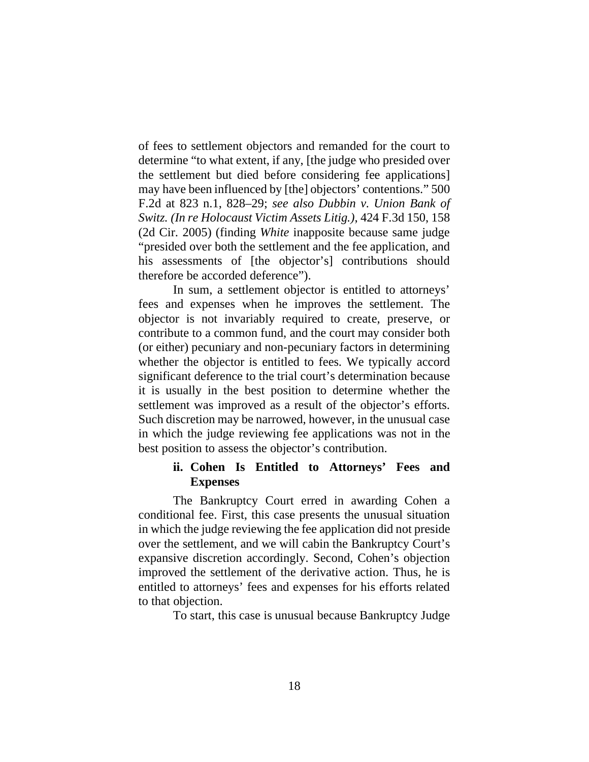of fees to settlement objectors and remanded for the court to determine "to what extent, if any, [the judge who presided over the settlement but died before considering fee applications] may have been influenced by [the] objectors' contentions." 500 F.2d at 823 n.1, 828–29; *see also Dubbin v. Union Bank of Switz. (In re Holocaust Victim Assets Litig.)*, 424 F.3d 150, 158 (2d Cir. 2005) (finding *White* inapposite because same judge "presided over both the settlement and the fee application, and his assessments of [the objector's] contributions should therefore be accorded deference").

In sum, a settlement objector is entitled to attorneys' fees and expenses when he improves the settlement. The objector is not invariably required to create, preserve, or contribute to a common fund, and the court may consider both (or either) pecuniary and non-pecuniary factors in determining whether the objector is entitled to fees. We typically accord significant deference to the trial court's determination because it is usually in the best position to determine whether the settlement was improved as a result of the objector's efforts. Such discretion may be narrowed, however, in the unusual case in which the judge reviewing fee applications was not in the best position to assess the objector's contribution.

### ii. Cohen Is Entitled to Attorneys' Fees and Expenses

The Bankruptcy Court erred in awarding Cohen a conditional fee. First, this case presents the unusual situation in which the judge reviewing the fee application did not preside over the settlement, and we will cabin the Bankruptcy Court's expansive discretion accordingly. Second, Cohen's objection improved the settlement of the derivative action. Thus, he is entitled to attorneys' fees and expenses for his efforts related to that objection.

To start, this case is unusual because Bankruptcy Judge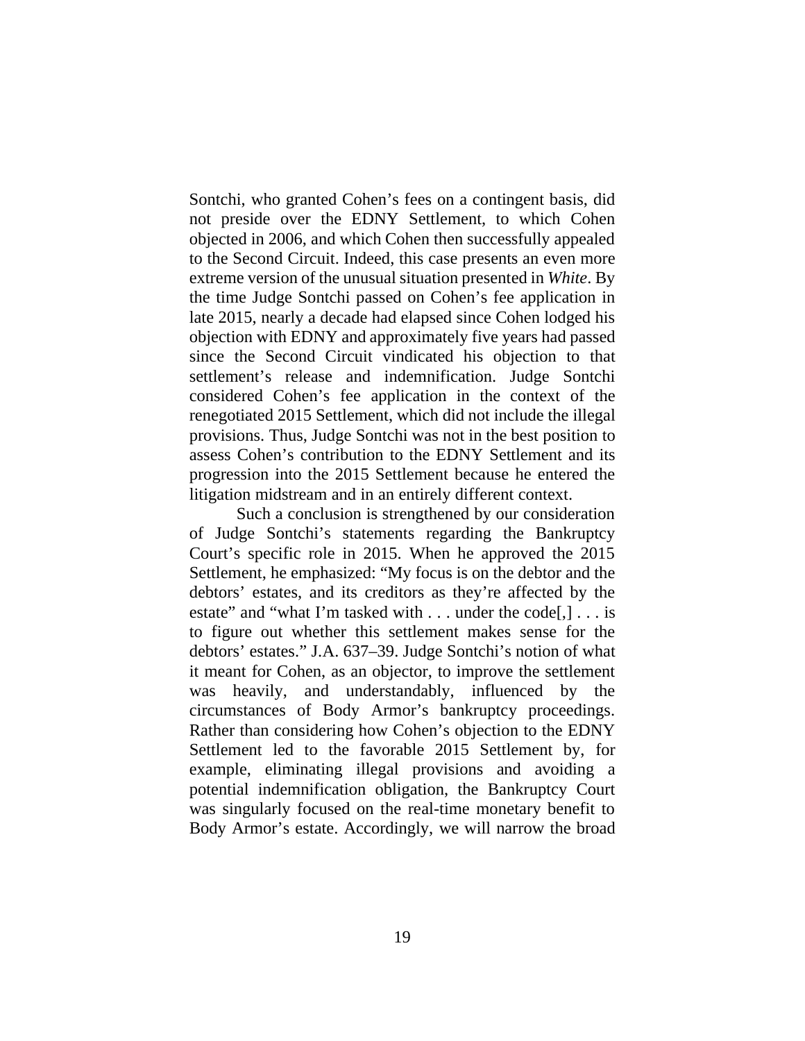Sontchi, who granted Cohen's fees on a contingent basis, did not preside over the EDNY Settlement, to which Cohen objected in 2006, and which Cohen then successfully appealed to the Second Circuit. Indeed, this case presents an even more extreme version of the unusual situation presented in *White*. By the time Judge Sontchi passed on Cohen's fee application in late 2015, nearly a decade had elapsed since Cohen lodged his objection with EDNY and approximately five years had passed since the Second Circuit vindicated his objection to that settlement's release and indemnification. Judge Sontchi considered Cohen's fee application in the context of the renegotiated 2015 Settlement, which did not include the illegal provisions. Thus, Judge Sontchi was not in the best position to assess Cohen's contribution to the EDNY Settlement and its progression into the 2015 Settlement because he entered the litigation midstream and in an entirely different context.

Such a conclusion is strengthened by our consideration of Judge Sontchi's statements regarding the Bankruptcy Court's specific role in 2015. When he approved the 2015 Settlement, he emphasized: "My focus is on the debtor and the debtors' estates, and its creditors as they're affected by the estate" and "what I'm tasked with . . . under the code[,] . . . is to figure out whether this settlement makes sense for the debtors' estates." J.A. 637–39. Judge Sontchi's notion of what it meant for Cohen, as an objector, to improve the settlement was heavily, and understandably, influenced by the circumstances of Body Armor's bankruptcy proceedings. Rather than considering how Cohen's objection to the EDNY Settlement led to the favorable 2015 Settlement by, for example, eliminating illegal provisions and avoiding a potential indemnification obligation, the Bankruptcy Court was singularly focused on the real-time monetary benefit to Body Armor's estate. Accordingly, we will narrow the broad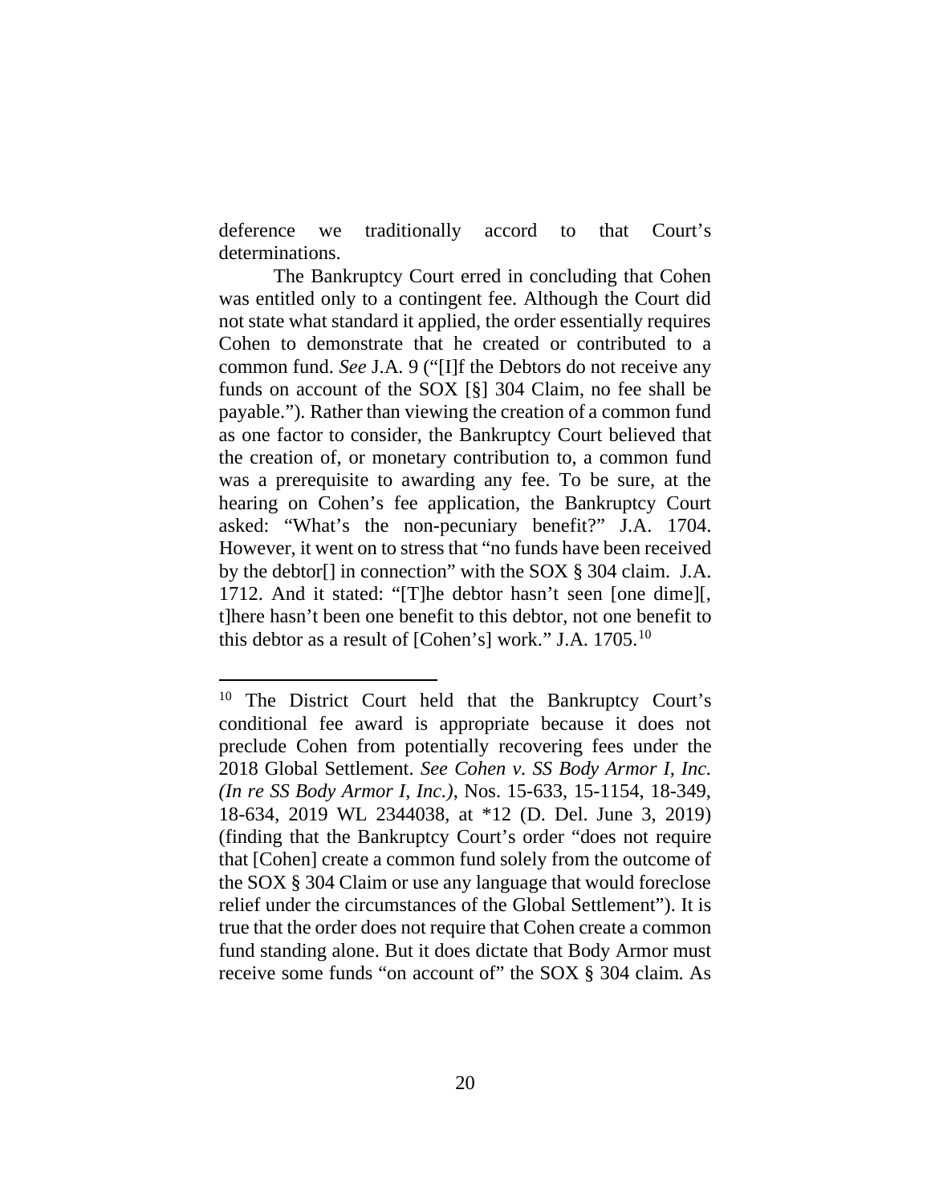deference we traditionally accord to that Court's determinations.

The Bankruptcy Court erred in concluding that Cohen was entitled only to a contingent fee. Although the Court did not state what standard it applied, the order essentially requires Cohen to demonstrate that he created or contributed to a common fund. *See* J.A. 9 ("[I]f the Debtors do not receive any funds on account of the SOX [§] 304 Claim, no fee shall be payable."). Rather than viewing the creation of a common fund as one factor to consider, the Bankruptcy Court believed that the creation of, or monetary contribution to, a common fund was a prerequisite to awarding any fee. To be sure, at the hearing on Cohen's fee application, the Bankruptcy Court asked: "What's the non-pecuniary benefit?" J.A. 1704. However, it went on to stress that "no funds have been received by the debtor[] in connection" with the SOX § 304 claim. J.A. 1712. And it stated: "[T]he debtor hasn't seen [one dime][, t]here hasn't been one benefit to this debtor, not one benefit to this debtor as a result of [Cohen's] work." J.A. 1705.[10]

---

[10] The District Court held that the Bankruptcy Court's conditional fee award is appropriate because it does not preclude Cohen from potentially recovering fees under the 2018 Global Settlement. *See Cohen v. SS Body Armor I, Inc. (In re SS Body Armor I, Inc.)*, Nos. 15-633, 15-1154, 18-349, 18-634, 2019 WL 2344038, at *12 (D. Del. June 3, 2019) (finding that the Bankruptcy Court's order "does not require that [Cohen] create a common fund solely from the outcome of the SOX § 304 Claim or use any language that would foreclose relief under the circumstances of the Global Settlement"). It is true that the order does not require that Cohen create a common fund standing alone. But it does dictate that Body Armor must receive some funds "on account of" the SOX § 304 claim. As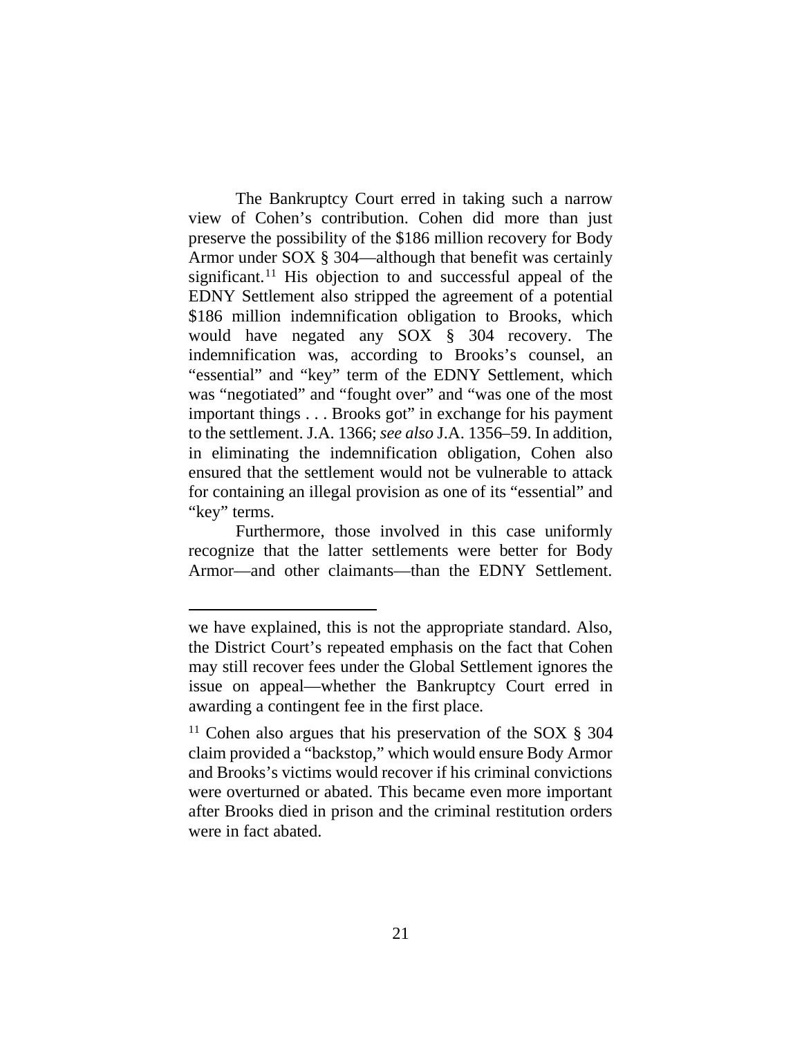The Bankruptcy Court erred in taking such a narrow view of Cohen's contribution. Cohen did more than just preserve the possibility of the \$186 million recovery for Body Armor under SOX § 304—although that benefit was certainly significant.[11] His objection to and successful appeal of the EDNY Settlement also stripped the agreement of a potential \$186 million indemnification obligation to Brooks, which would have negated any SOX § 304 recovery. The indemnification was, according to Brooks's counsel, an "essential" and "key" term of the EDNY Settlement, which was "negotiated" and "fought over" and "was one of the most important things . . . Brooks got" in exchange for his payment to the settlement. J.A. 1366; *see also* J.A. 1356–59. In addition, in eliminating the indemnification obligation, Cohen also ensured that the settlement would not be vulnerable to attack for containing an illegal provision as one of its "essential" and "key" terms.

Furthermore, those involved in this case uniformly recognize that the latter settlements were better for Body Armor—and other claimants—than the EDNY Settlement.

---

we have explained, this is not the appropriate standard. Also, the District Court's repeated emphasis on the fact that Cohen may still recover fees under the Global Settlement ignores the issue on appeal—whether the Bankruptcy Court erred in awarding a contingent fee in the first place.

[11] Cohen also argues that his preservation of the SOX § 304 claim provided a "backstop," which would ensure Body Armor and Brooks's victims would recover if his criminal convictions were overturned or abated. This became even more important after Brooks died in prison and the criminal restitution orders were in fact abated.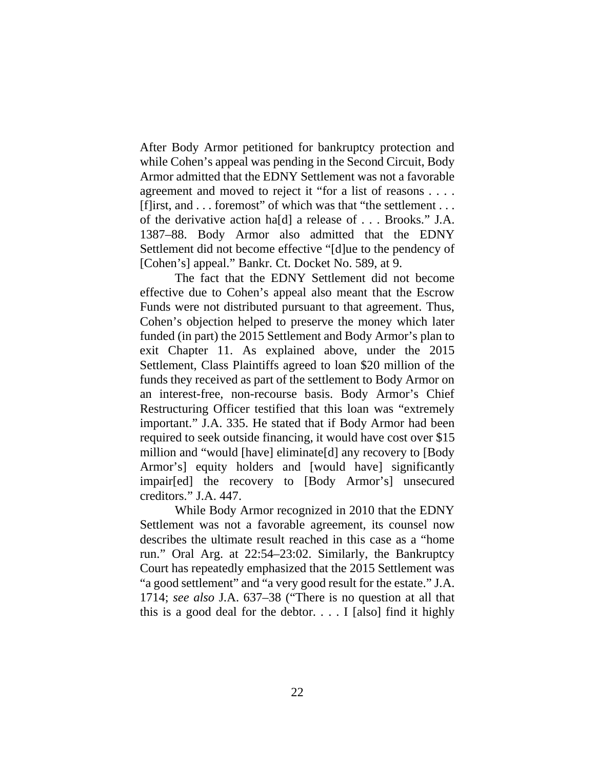After Body Armor petitioned for bankruptcy protection and while Cohen's appeal was pending in the Second Circuit, Body Armor admitted that the EDNY Settlement was not a favorable agreement and moved to reject it "for a list of reasons . . . . [f]irst, and . . . foremost" of which was that "the settlement . . . of the derivative action ha[d] a release of . . . Brooks." J.A. 1387–88. Body Armor also admitted that the EDNY Settlement did not become effective "[d]ue to the pendency of [Cohen's] appeal." Bankr. Ct. Docket No. 589, at 9.

The fact that the EDNY Settlement did not become effective due to Cohen's appeal also meant that the Escrow Funds were not distributed pursuant to that agreement. Thus, Cohen's objection helped to preserve the money which later funded (in part) the 2015 Settlement and Body Armor's plan to exit Chapter 11. As explained above, under the 2015 Settlement, Class Plaintiffs agreed to loan $20 million of the funds they received as part of the settlement to Body Armor on an interest-free, non-recourse basis. Body Armor's Chief Restructuring Officer testified that this loan was "extremely important." J.A. 335. He stated that if Body Armor had been required to seek outside financing, it would have cost over $15 million and "would [have] eliminate[d] any recovery to [Body Armor's] equity holders and [would have] significantly impair[ed] the recovery to [Body Armor's] unsecured creditors." J.A. 447.

While Body Armor recognized in 2010 that the EDNY Settlement was not a favorable agreement, its counsel now describes the ultimate result reached in this case as a "home run." Oral Arg. at 22:54–23:02. Similarly, the Bankruptcy Court has repeatedly emphasized that the 2015 Settlement was "a good settlement" and "a very good result for the estate." J.A. 1714; *see also* J.A. 637–38 ("There is no question at all that this is a good deal for the debtor. . . . I [also] find it highly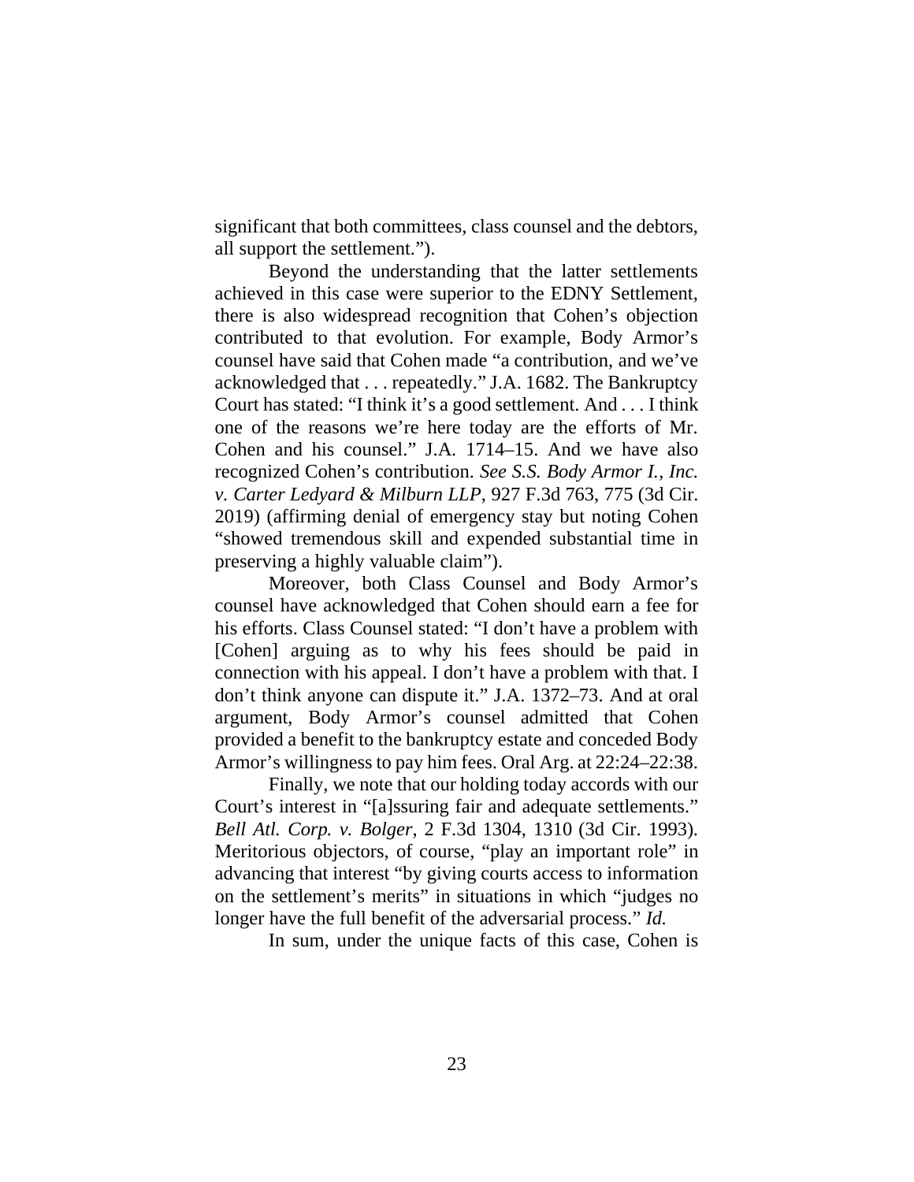significant that both committees, class counsel and the debtors, all support the settlement.").

Beyond the understanding that the latter settlements achieved in this case were superior to the EDNY Settlement, there is also widespread recognition that Cohen's objection contributed to that evolution. For example, Body Armor's counsel have said that Cohen made "a contribution, and we've acknowledged that . . . repeatedly." J.A. 1682. The Bankruptcy Court has stated: "I think it's a good settlement. And . . . I think one of the reasons we're here today are the efforts of Mr. Cohen and his counsel." J.A. 1714–15. And we have also recognized Cohen's contribution. *See S.S. Body Armor I., Inc. v. Carter Ledyard & Milburn LLP*, 927 F.3d 763, 775 (3d Cir. 2019) (affirming denial of emergency stay but noting Cohen "showed tremendous skill and expended substantial time in preserving a highly valuable claim").

Moreover, both Class Counsel and Body Armor's counsel have acknowledged that Cohen should earn a fee for his efforts. Class Counsel stated: "I don't have a problem with [Cohen] arguing as to why his fees should be paid in connection with his appeal. I don't have a problem with that. I don't think anyone can dispute it." J.A. 1372–73. And at oral argument, Body Armor's counsel admitted that Cohen provided a benefit to the bankruptcy estate and conceded Body Armor's willingness to pay him fees. Oral Arg. at 22:24–22:38.

Finally, we note that our holding today accords with our Court's interest in "[a]ssuring fair and adequate settlements." *Bell Atl. Corp. v. Bolger*, 2 F.3d 1304, 1310 (3d Cir. 1993). Meritorious objectors, of course, "play an important role" in advancing that interest "by giving courts access to information on the settlement's merits" in situations in which "judges no longer have the full benefit of the adversarial process." *Id.*

In sum, under the unique facts of this case, Cohen is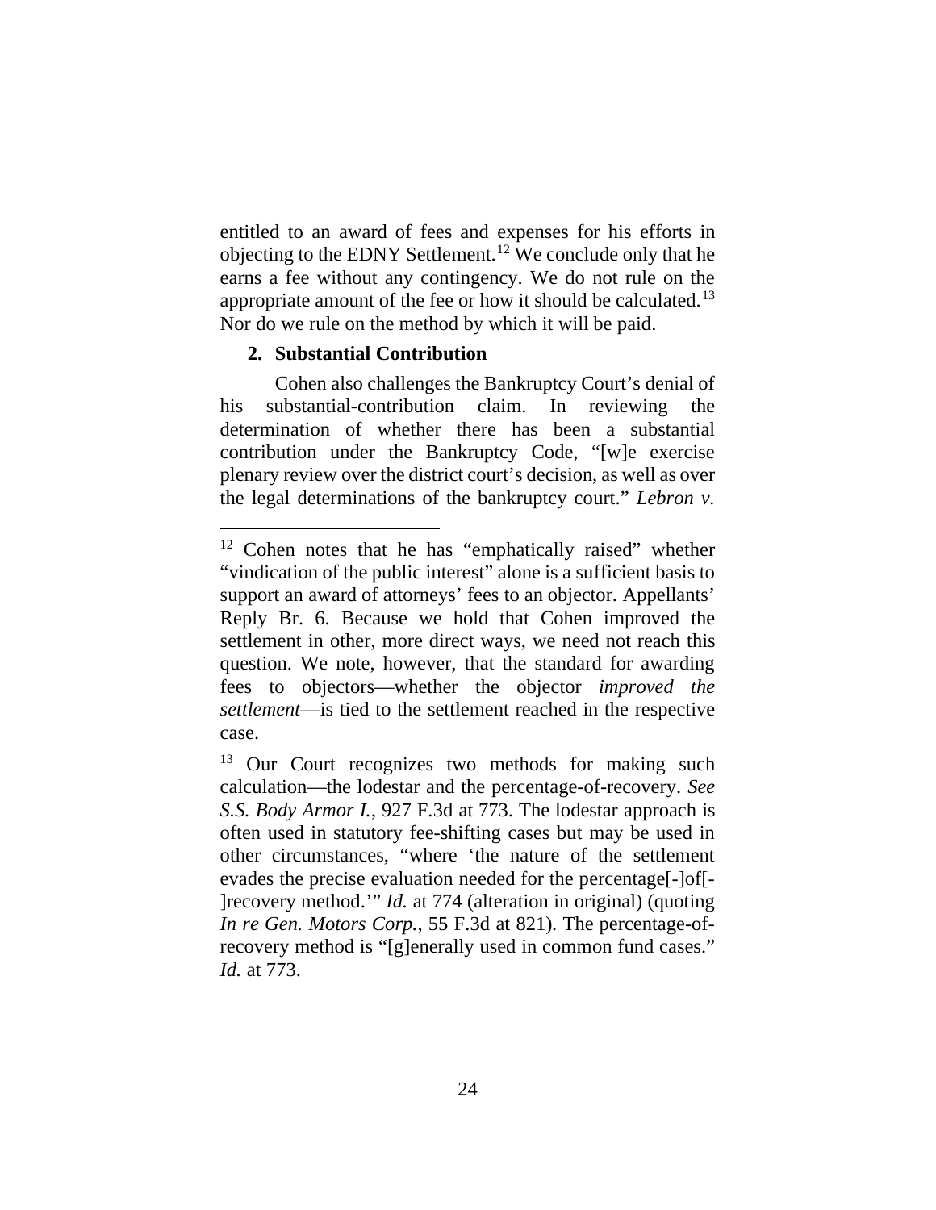entitled to an award of fees and expenses for his efforts in objecting to the EDNY Settlement.[12] We conclude only that he earns a fee without any contingency. We do not rule on the appropriate amount of the fee or how it should be calculated.[13] Nor do we rule on the method by which it will be paid.

### 2. Substantial Contribution

Cohen also challenges the Bankruptcy Court's denial of his substantial-contribution claim. In reviewing the determination of whether there has been a substantial contribution under the Bankruptcy Code, "[w]e exercise plenary review over the district court's decision, as well as over the legal determinations of the bankruptcy court." *Lebron v.*

---

[12] Cohen notes that he has "emphatically raised" whether "vindication of the public interest" alone is a sufficient basis to support an award of attorneys' fees to an objector. Appellants' Reply Br. 6. Because we hold that Cohen improved the settlement in other, more direct ways, we need not reach this question. We note, however, that the standard for awarding fees to objectors—whether the objector *improved the settlement*—is tied to the settlement reached in the respective case.

[13] Our Court recognizes two methods for making such calculation—the lodestar and the percentage-of-recovery. *See S.S. Body Armor I.*, 927 F.3d at 773. The lodestar approach is often used in statutory fee-shifting cases but may be used in other circumstances, "where 'the nature of the settlement evades the precise evaluation needed for the percentage[-]of[-]recovery method.'" *Id.* at 774 (alteration in original) (quoting *In re Gen. Motors Corp.*, 55 F.3d at 821). The percentage-of-recovery method is "[g]enerally used in common fund cases." *Id.* at 773.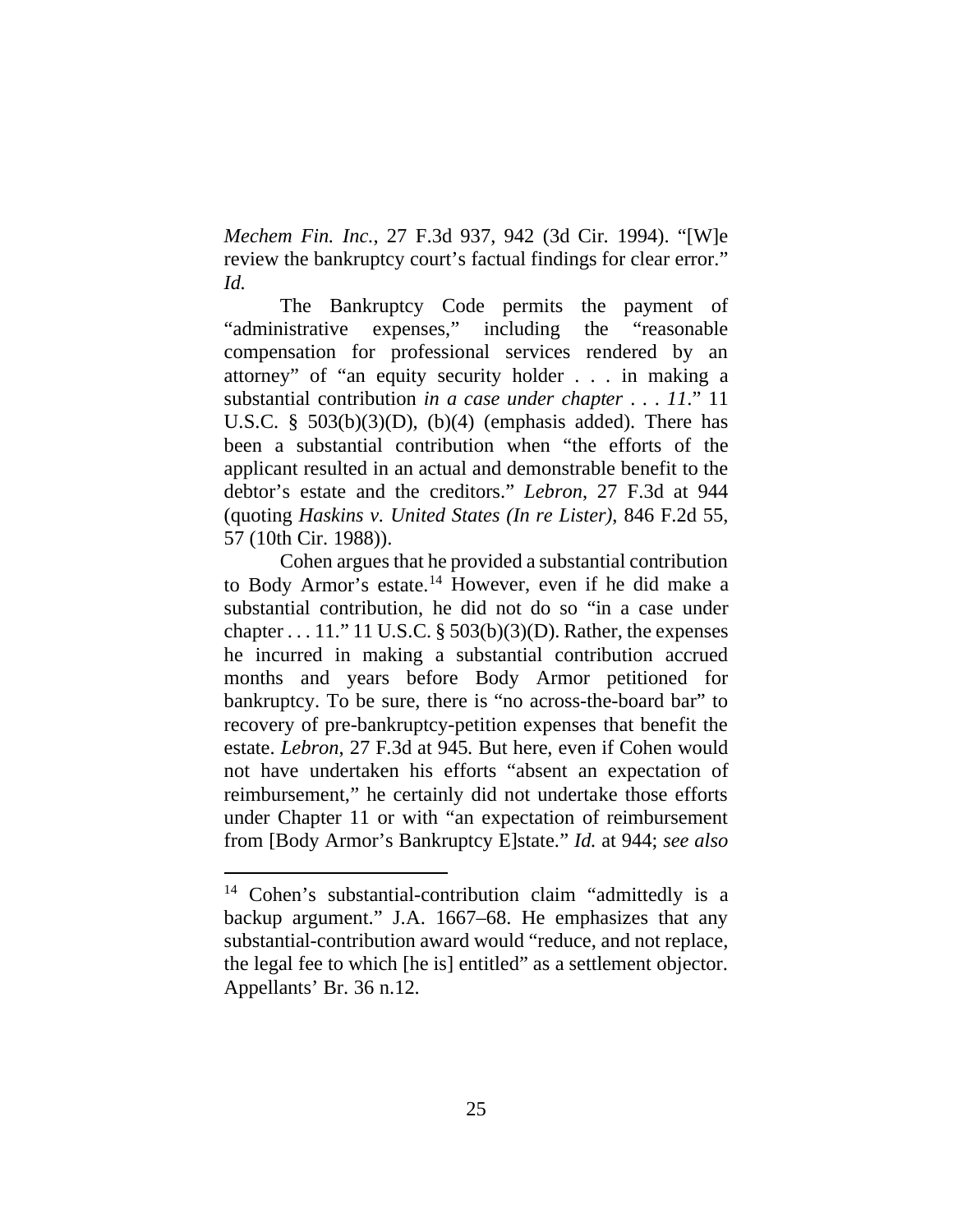*Mechem Fin. Inc.*, 27 F.3d 937, 942 (3d Cir. 1994). "[W]e review the bankruptcy court's factual findings for clear error." *Id.*

The Bankruptcy Code permits the payment of "administrative expenses," including the "reasonable compensation for professional services rendered by an attorney" of "an equity security holder . . . in making a substantial contribution *in a case under chapter . . . 11*." 11 U.S.C. § 503(b)(3)(D), (b)(4) (emphasis added). There has been a substantial contribution when "the efforts of the applicant resulted in an actual and demonstrable benefit to the debtor's estate and the creditors." *Lebron*, 27 F.3d at 944 (quoting *Haskins v. United States (In re Lister)*, 846 F.2d 55, 57 (10th Cir. 1988)).

Cohen argues that he provided a substantial contribution to Body Armor's estate.[14] However, even if he did make a substantial contribution, he did not do so "in a case under chapter . . . 11." 11 U.S.C. § 503(b)(3)(D). Rather, the expenses he incurred in making a substantial contribution accrued months and years before Body Armor petitioned for bankruptcy. To be sure, there is "no across-the-board bar" to recovery of pre-bankruptcy-petition expenses that benefit the estate. *Lebron*, 27 F.3d at 945. But here, even if Cohen would not have undertaken his efforts "absent an expectation of reimbursement," he certainly did not undertake those efforts under Chapter 11 or with "an expectation of reimbursement from [Body Armor's Bankruptcy E]state." *Id.* at 944; *see also*

---

[14] Cohen's substantial-contribution claim "admittedly is a backup argument." J.A. 1667–68. He emphasizes that any substantial-contribution award would "reduce, and not replace, the legal fee to which [he is] entitled" as a settlement objector. Appellants' Br. 36 n.12.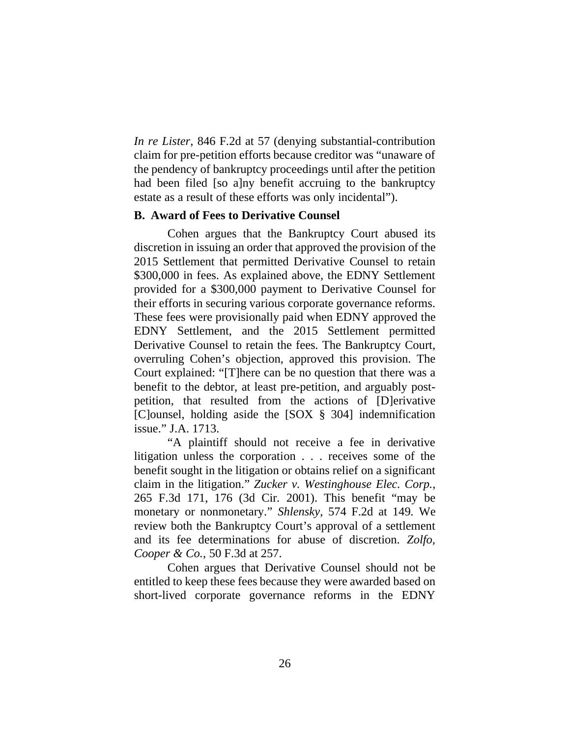*In re Lister*, 846 F.2d at 57 (denying substantial-contribution claim for pre-petition efforts because creditor was "unaware of the pendency of bankruptcy proceedings until after the petition had been filed [so a]ny benefit accruing to the bankruptcy estate as a result of these efforts was only incidental").

**B. Award of Fees to Derivative Counsel**

Cohen argues that the Bankruptcy Court abused its discretion in issuing an order that approved the provision of the 2015 Settlement that permitted Derivative Counsel to retain \$300,000 in fees. As explained above, the EDNY Settlement provided for a \$300,000 payment to Derivative Counsel for their efforts in securing various corporate governance reforms. These fees were provisionally paid when EDNY approved the EDNY Settlement, and the 2015 Settlement permitted Derivative Counsel to retain the fees. The Bankruptcy Court, overruling Cohen's objection, approved this provision. The Court explained: "[T]here can be no question that there was a benefit to the debtor, at least pre-petition, and arguably post-petition, that resulted from the actions of [D]erivative [C]ounsel, holding aside the [SOX § 304] indemnification issue." J.A. 1713.

"A plaintiff should not receive a fee in derivative litigation unless the corporation . . . receives some of the benefit sought in the litigation or obtains relief on a significant claim in the litigation." *Zucker v. Westinghouse Elec. Corp.*, 265 F.3d 171, 176 (3d Cir. 2001). This benefit "may be monetary or nonmonetary." *Shlensky*, 574 F.2d at 149. We review both the Bankruptcy Court's approval of a settlement and its fee determinations for abuse of discretion. *Zolfo, Cooper & Co.*, 50 F.3d at 257.

Cohen argues that Derivative Counsel should not be entitled to keep these fees because they were awarded based on short-lived corporate governance reforms in the EDNY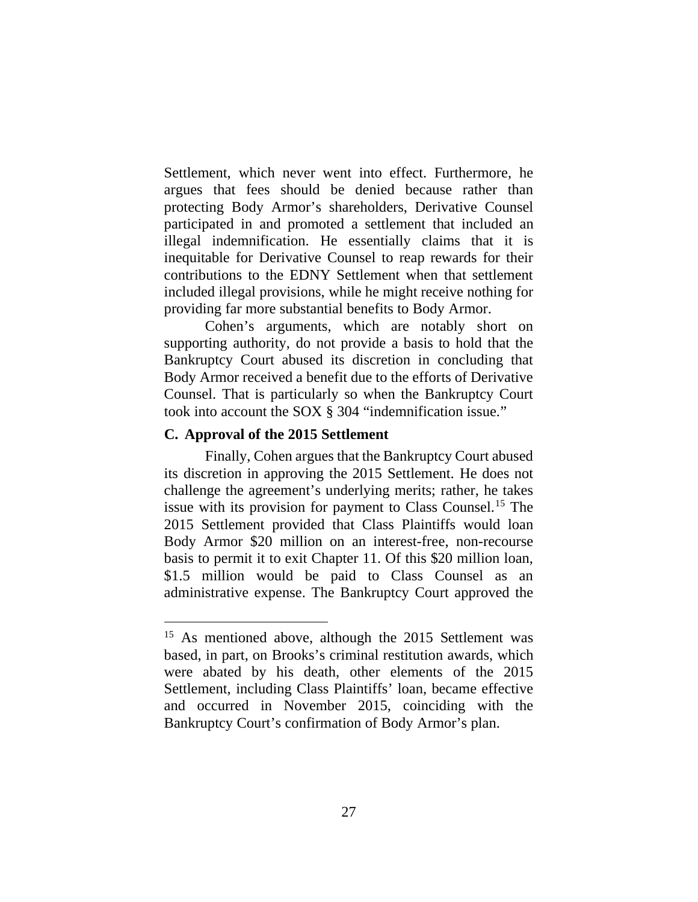Settlement, which never went into effect. Furthermore, he argues that fees should be denied because rather than protecting Body Armor's shareholders, Derivative Counsel participated in and promoted a settlement that included an illegal indemnification. He essentially claims that it is inequitable for Derivative Counsel to reap rewards for their contributions to the EDNY Settlement when that settlement included illegal provisions, while he might receive nothing for providing far more substantial benefits to Body Armor.

Cohen's arguments, which are notably short on supporting authority, do not provide a basis to hold that the Bankruptcy Court abused its discretion in concluding that Body Armor received a benefit due to the efforts of Derivative Counsel. That is particularly so when the Bankruptcy Court took into account the SOX § 304 "indemnification issue."

### C. Approval of the 2015 Settlement

Finally, Cohen argues that the Bankruptcy Court abused its discretion in approving the 2015 Settlement. He does not challenge the agreement's underlying merits; rather, he takes issue with its provision for payment to Class Counsel.[15] The 2015 Settlement provided that Class Plaintiffs would loan Body Armor $20 million on an interest-free, non-recourse basis to permit it to exit Chapter 11. Of this $20 million loan, $1.5 million would be paid to Class Counsel as an administrative expense. The Bankruptcy Court approved the

---

[15] As mentioned above, although the 2015 Settlement was based, in part, on Brooks's criminal restitution awards, which were abated by his death, other elements of the 2015 Settlement, including Class Plaintiffs' loan, became effective and occurred in November 2015, coinciding with the Bankruptcy Court's confirmation of Body Armor's plan.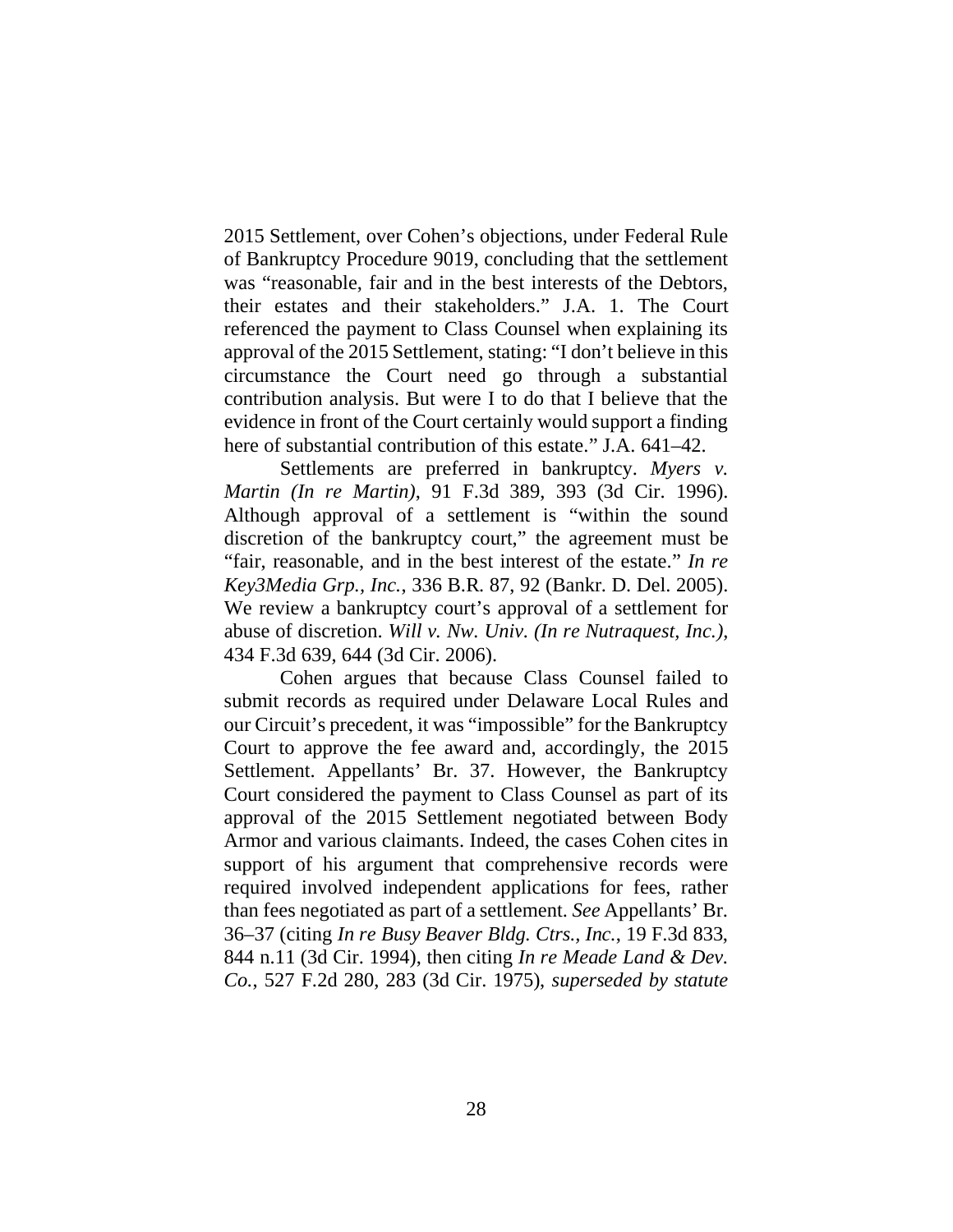2015 Settlement, over Cohen's objections, under Federal Rule of Bankruptcy Procedure 9019, concluding that the settlement was "reasonable, fair and in the best interests of the Debtors, their estates and their stakeholders." J.A. 1. The Court referenced the payment to Class Counsel when explaining its approval of the 2015 Settlement, stating: "I don't believe in this circumstance the Court need go through a substantial contribution analysis. But were I to do that I believe that the evidence in front of the Court certainly would support a finding here of substantial contribution of this estate." J.A. 641–42.

Settlements are preferred in bankruptcy. *Myers v. Martin (In re Martin)*, 91 F.3d 389, 393 (3d Cir. 1996). Although approval of a settlement is "within the sound discretion of the bankruptcy court," the agreement must be "fair, reasonable, and in the best interest of the estate." *In re Key3Media Grp., Inc.*, 336 B.R. 87, 92 (Bankr. D. Del. 2005). We review a bankruptcy court's approval of a settlement for abuse of discretion. *Will v. Nw. Univ. (In re Nutraquest, Inc.)*, 434 F.3d 639, 644 (3d Cir. 2006).

Cohen argues that because Class Counsel failed to submit records as required under Delaware Local Rules and our Circuit's precedent, it was "impossible" for the Bankruptcy Court to approve the fee award and, accordingly, the 2015 Settlement. Appellants' Br. 37. However, the Bankruptcy Court considered the payment to Class Counsel as part of its approval of the 2015 Settlement negotiated between Body Armor and various claimants. Indeed, the cases Cohen cites in support of his argument that comprehensive records were required involved independent applications for fees, rather than fees negotiated as part of a settlement. *See* Appellants' Br. 36–37 (citing *In re Busy Beaver Bldg. Ctrs., Inc.*, 19 F.3d 833, 844 n.11 (3d Cir. 1994), then citing *In re Meade Land & Dev. Co.*, 527 F.2d 280, 283 (3d Cir. 1975), *superseded by statute*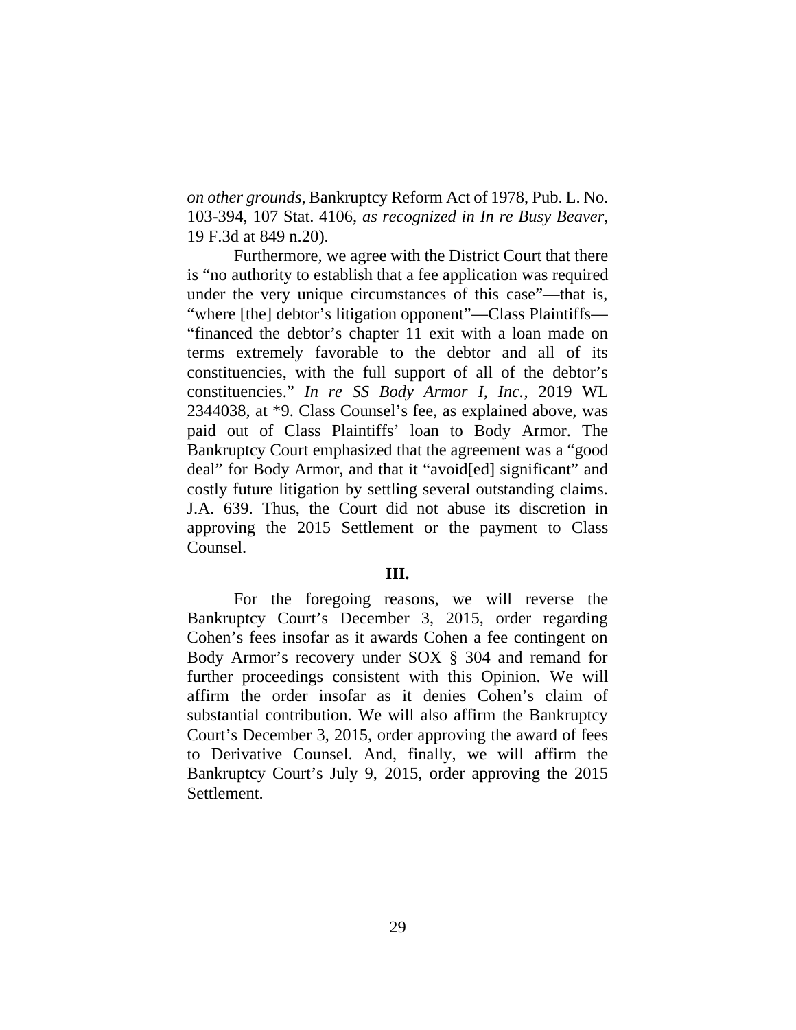*on other grounds*, Bankruptcy Reform Act of 1978, Pub. L. No. 103-394, 107 Stat. 4106, *as recognized in In re Busy Beaver*, 19 F.3d at 849 n.20).

Furthermore, we agree with the District Court that there is "no authority to establish that a fee application was required under the very unique circumstances of this case"—that is, "where [the] debtor's litigation opponent"—Class Plaintiffs—"financed the debtor's chapter 11 exit with a loan made on terms extremely favorable to the debtor and all of its constituencies, with the full support of all of the debtor's constituencies." *In re SS Body Armor I, Inc.*, 2019 WL 2344038, at *9. Class Counsel's fee, as explained above, was paid out of Class Plaintiffs' loan to Body Armor. The Bankruptcy Court emphasized that the agreement was a "good deal" for Body Armor, and that it "avoid[ed] significant" and costly future litigation by settling several outstanding claims. J.A. 639. Thus, the Court did not abuse its discretion in approving the 2015 Settlement or the payment to Class Counsel.

## III.

For the foregoing reasons, we will reverse the Bankruptcy Court's December 3, 2015, order regarding Cohen's fees insofar as it awards Cohen a fee contingent on Body Armor's recovery under SOX § 304 and remand for further proceedings consistent with this Opinion. We will affirm the order insofar as it denies Cohen's claim of substantial contribution. We will also affirm the Bankruptcy Court's December 3, 2015, order approving the award of fees to Derivative Counsel. And, finally, we will affirm the Bankruptcy Court's July 9, 2015, order approving the 2015 Settlement.